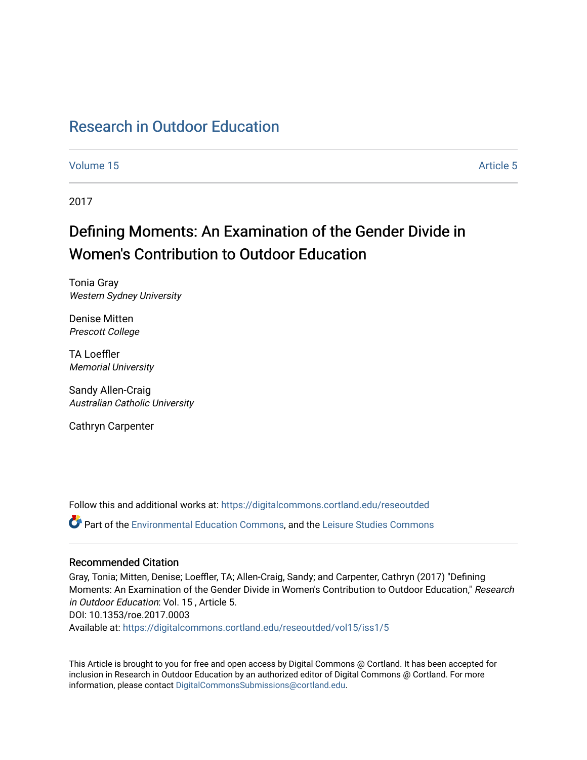# Research in Outdoor Education

Volume 15 | Article 5

2017

## Defining Moments: An Examination of the Gender Divide in Women's Contribution to Outdoor Education

Tonia Gray
*Western Sydney University*

Denise Mitten
*Prescott College*

TA Loeffler
*Memorial University*

Sandy Allen-Craig
*Australian Catholic University*

Cathryn Carpenter

Follow this and additional works at: https://digitalcommons.cortland.edu/reseoutded

Part of the Environmental Education Commons, and the Leisure Studies Commons

### Recommended Citation

Gray, Tonia; Mitten, Denise; Loeffler, TA; Allen-Craig, Sandy; and Carpenter, Cathryn (2017) "Defining Moments: An Examination of the Gender Divide in Women's Contribution to Outdoor Education," *Research in Outdoor Education*: Vol. 15 , Article 5.
DOI: 10.1353/roe.2017.0003
Available at: https://digitalcommons.cortland.edu/reseoutded/vol15/iss1/5

This Article is brought to you for free and open access by Digital Commons @ Cortland. It has been accepted for inclusion in Research in Outdoor Education by an authorized editor of Digital Commons @ Cortland. For more information, please contact DigitalCommonsSubmissions@cortland.edu.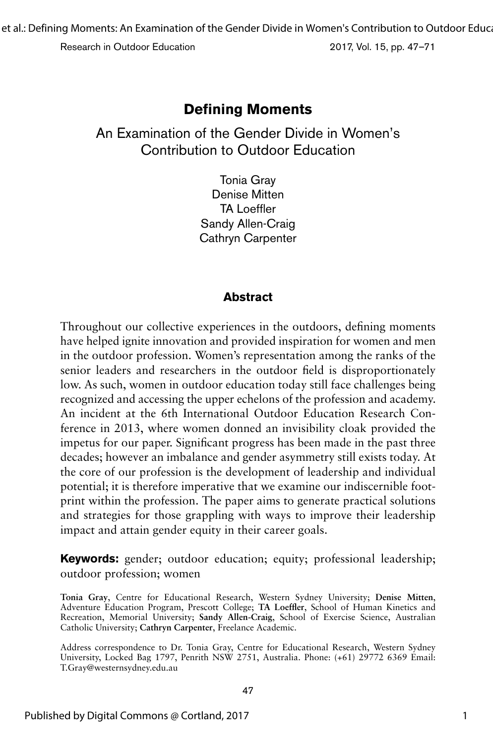# Defining Moments

## An Examination of the Gender Divide in Women's Contribution to Outdoor Education

Tonia Gray
Denise Mitten
TA Loeffler
Sandy Allen-Craig
Cathryn Carpenter

### Abstract

Throughout our collective experiences in the outdoors, defining moments have helped ignite innovation and provided inspiration for women and men in the outdoor profession. Women's representation among the ranks of the senior leaders and researchers in the outdoor field is disproportionately low. As such, women in outdoor education today still face challenges being recognized and accessing the upper echelons of the profession and academy. An incident at the 6th International Outdoor Education Research Conference in 2013, where women donned an invisibility cloak provided the impetus for our paper. Significant progress has been made in the past three decades; however an imbalance and gender asymmetry still exists today. At the core of our profession is the development of leadership and individual potential; it is therefore imperative that we examine our indiscernible footprint within the profession. The paper aims to generate practical solutions and strategies for those grappling with ways to improve their leadership impact and attain gender equity in their career goals.

**Keywords:** gender; outdoor education; equity; professional leadership; outdoor profession; women

**Tonia Gray**, Centre for Educational Research, Western Sydney University; **Denise Mitten**, Adventure Education Program, Prescott College; **TA Loeffler**, School of Human Kinetics and Recreation, Memorial University; **Sandy Allen-Craig**, School of Exercise Science, Australian Catholic University; **Cathryn Carpenter**, Freelance Academic.

Address correspondence to Dr. Tonia Gray, Centre for Educational Research, Western Sydney University, Locked Bag 1797, Penrith NSW 2751, Australia. Phone: (+61) 29772 6369 Email: T.Gray@westernsydney.edu.au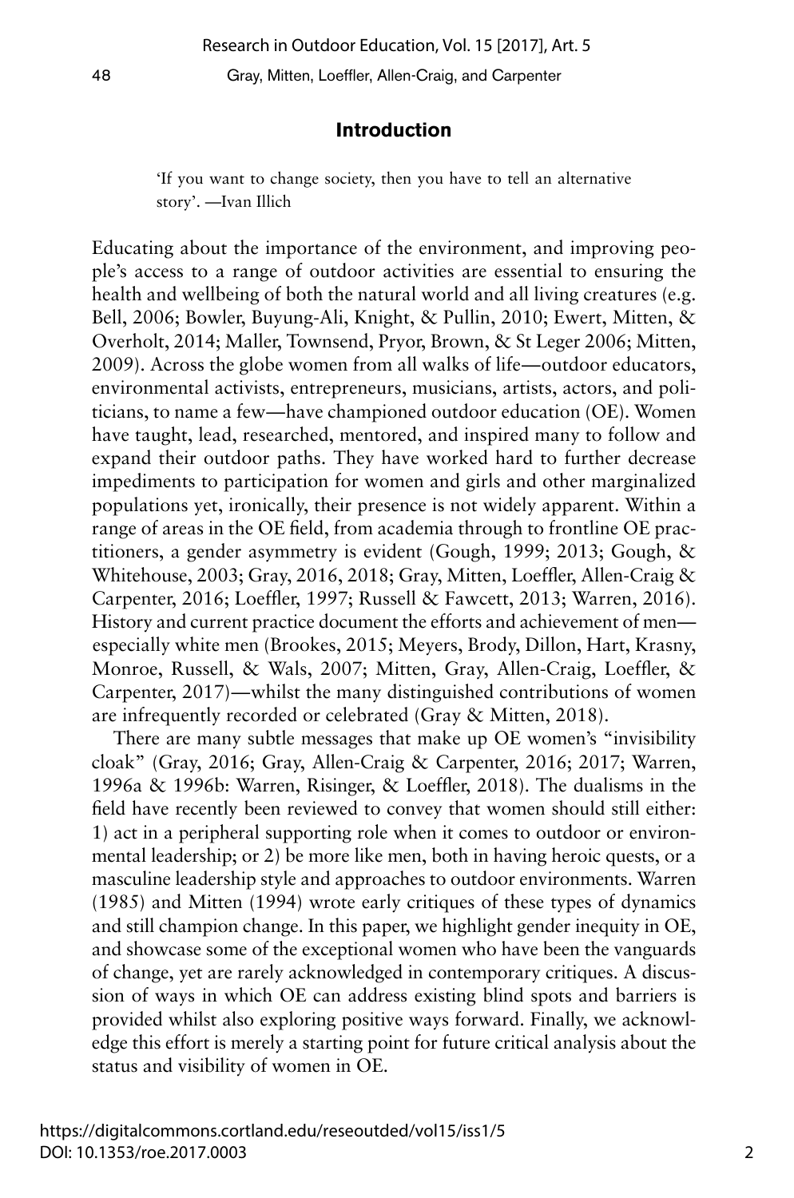## Introduction

> 'If you want to change society, then you have to tell an alternative story'. —Ivan Illich

Educating about the importance of the environment, and improving people's access to a range of outdoor activities are essential to ensuring the health and wellbeing of both the natural world and all living creatures (e.g. Bell, 2006; Bowler, Buyung-Ali, Knight, & Pullin, 2010; Ewert, Mitten, & Overholt, 2014; Maller, Townsend, Pryor, Brown, & St Leger 2006; Mitten, 2009). Across the globe women from all walks of life—outdoor educators, environmental activists, entrepreneurs, musicians, artists, actors, and politicians, to name a few—have championed outdoor education (OE). Women have taught, lead, researched, mentored, and inspired many to follow and expand their outdoor paths. They have worked hard to further decrease impediments to participation for women and girls and other marginalized populations yet, ironically, their presence is not widely apparent. Within a range of areas in the OE field, from academia through to frontline OE practitioners, a gender asymmetry is evident (Gough, 1999; 2013; Gough, & Whitehouse, 2003; Gray, 2016, 2018; Gray, Mitten, Loeffler, Allen-Craig & Carpenter, 2016; Loeffler, 1997; Russell & Fawcett, 2013; Warren, 2016). History and current practice document the efforts and achievement of men—especially white men (Brookes, 2015; Meyers, Brody, Dillon, Hart, Krasny, Monroe, Russell, & Wals, 2007; Mitten, Gray, Allen-Craig, Loeffler, & Carpenter, 2017)—whilst the many distinguished contributions of women are infrequently recorded or celebrated (Gray & Mitten, 2018).

There are many subtle messages that make up OE women's "invisibility cloak" (Gray, 2016; Gray, Allen-Craig & Carpenter, 2016; 2017; Warren, 1996a & 1996b: Warren, Risinger, & Loeffler, 2018). The dualisms in the field have recently been reviewed to convey that women should still either: 1) act in a peripheral supporting role when it comes to outdoor or environmental leadership; or 2) be more like men, both in having heroic quests, or a masculine leadership style and approaches to outdoor environments. Warren (1985) and Mitten (1994) wrote early critiques of these types of dynamics and still champion change. In this paper, we highlight gender inequity in OE, and showcase some of the exceptional women who have been the vanguards of change, yet are rarely acknowledged in contemporary critiques. A discussion of ways in which OE can address existing blind spots and barriers is provided whilst also exploring positive ways forward. Finally, we acknowledge this effort is merely a starting point for future critical analysis about the status and visibility of women in OE.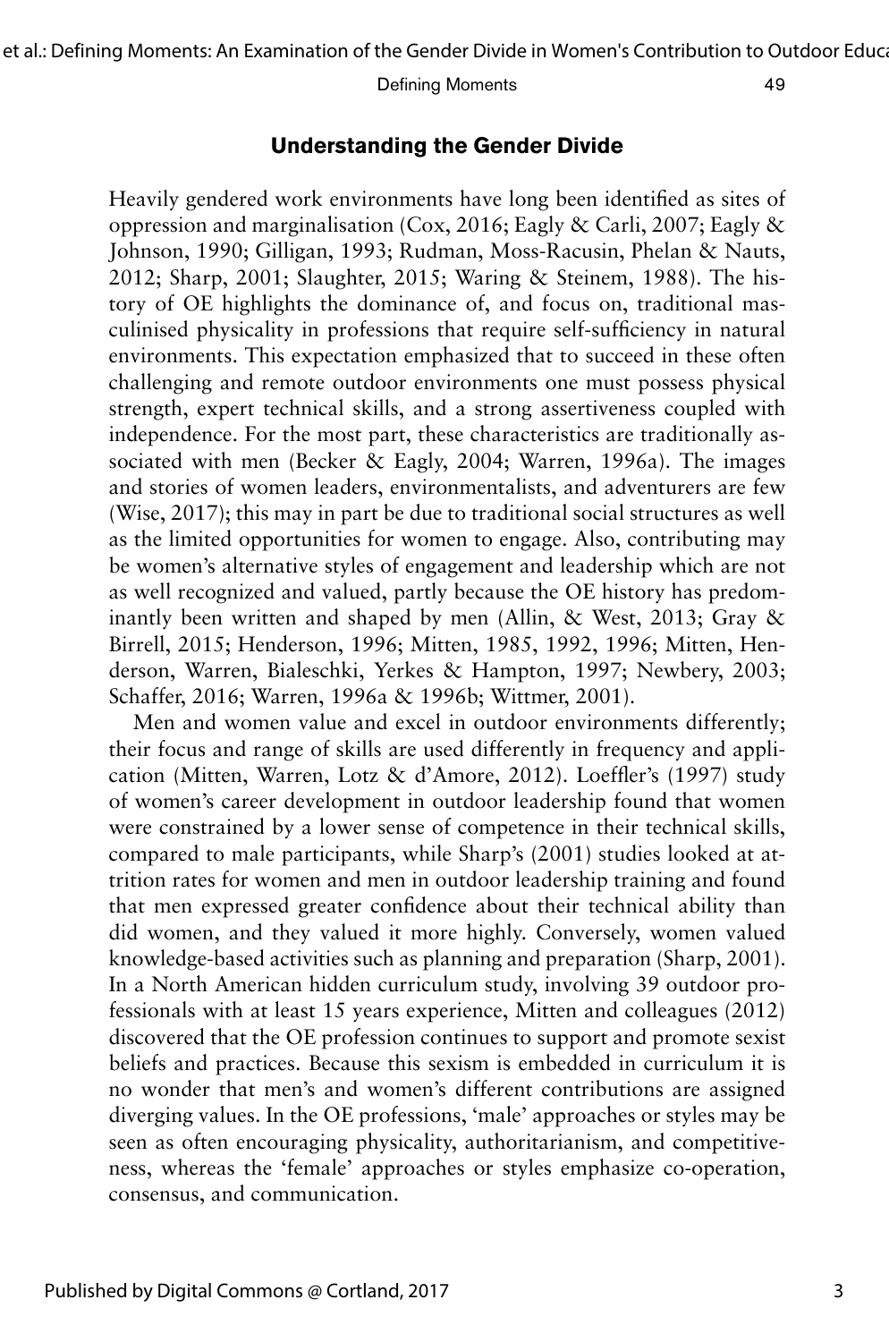## Understanding the Gender Divide

Heavily gendered work environments have long been identified as sites of oppression and marginalisation (Cox, 2016; Eagly & Carli, 2007; Eagly & Johnson, 1990; Gilligan, 1993; Rudman, Moss-Racusin, Phelan & Nauts, 2012; Sharp, 2001; Slaughter, 2015; Waring & Steinem, 1988). The history of OE highlights the dominance of, and focus on, traditional masculinised physicality in professions that require self-sufficiency in natural environments. This expectation emphasized that to succeed in these often challenging and remote outdoor environments one must possess physical strength, expert technical skills, and a strong assertiveness coupled with independence. For the most part, these characteristics are traditionally associated with men (Becker & Eagly, 2004; Warren, 1996a). The images and stories of women leaders, environmentalists, and adventurers are few (Wise, 2017); this may in part be due to traditional social structures as well as the limited opportunities for women to engage. Also, contributing may be women's alternative styles of engagement and leadership which are not as well recognized and valued, partly because the OE history has predominantly been written and shaped by men (Allin, & West, 2013; Gray & Birrell, 2015; Henderson, 1996; Mitten, 1985, 1992, 1996; Mitten, Henderson, Warren, Bialeschki, Yerkes & Hampton, 1997; Newbery, 2003; Schaffer, 2016; Warren, 1996a & 1996b; Wittmer, 2001).

Men and women value and excel in outdoor environments differently; their focus and range of skills are used differently in frequency and application (Mitten, Warren, Lotz & d'Amore, 2012). Loeffler's (1997) study of women's career development in outdoor leadership found that women were constrained by a lower sense of competence in their technical skills, compared to male participants, while Sharp's (2001) studies looked at attrition rates for women and men in outdoor leadership training and found that men expressed greater confidence about their technical ability than did women, and they valued it more highly. Conversely, women valued knowledge-based activities such as planning and preparation (Sharp, 2001). In a North American hidden curriculum study, involving 39 outdoor professionals with at least 15 years experience, Mitten and colleagues (2012) discovered that the OE profession continues to support and promote sexist beliefs and practices. Because this sexism is embedded in curriculum it is no wonder that men's and women's different contributions are assigned diverging values. In the OE professions, 'male' approaches or styles may be seen as often encouraging physicality, authoritarianism, and competitiveness, whereas the 'female' approaches or styles emphasize co-operation, consensus, and communication.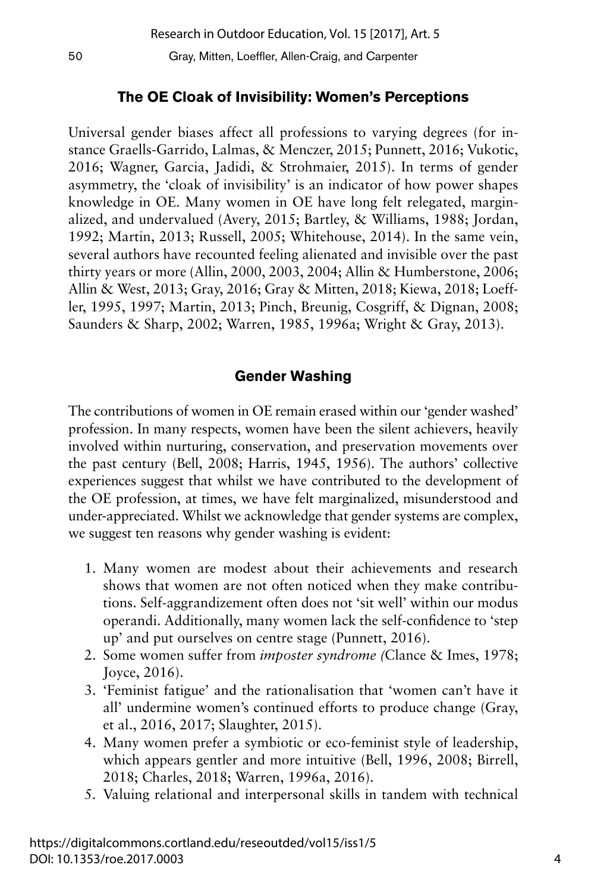## The OE Cloak of Invisibility: Women's Perceptions

Universal gender biases affect all professions to varying degrees (for instance Graells-Garrido, Lalmas, & Menczer, 2015; Punnett, 2016; Vukotic, 2016; Wagner, Garcia, Jadidi, & Strohmaier, 2015). In terms of gender asymmetry, the 'cloak of invisibility' is an indicator of how power shapes knowledge in OE. Many women in OE have long felt relegated, marginalized, and undervalued (Avery, 2015; Bartley, & Williams, 1988; Jordan, 1992; Martin, 2013; Russell, 2005; Whitehouse, 2014). In the same vein, several authors have recounted feeling alienated and invisible over the past thirty years or more (Allin, 2000, 2003, 2004; Allin & Humberstone, 2006; Allin & West, 2013; Gray, 2016; Gray & Mitten, 2018; Kiewa, 2018; Loeffler, 1995, 1997; Martin, 2013; Pinch, Breunig, Cosgriff, & Dignan, 2008; Saunders & Sharp, 2002; Warren, 1985, 1996a; Wright & Gray, 2013).

## Gender Washing

The contributions of women in OE remain erased within our 'gender washed' profession. In many respects, women have been the silent achievers, heavily involved within nurturing, conservation, and preservation movements over the past century (Bell, 2008; Harris, 1945, 1956). The authors' collective experiences suggest that whilst we have contributed to the development of the OE profession, at times, we have felt marginalized, misunderstood and under-appreciated. Whilst we acknowledge that gender systems are complex, we suggest ten reasons why gender washing is evident:

1. Many women are modest about their achievements and research shows that women are not often noticed when they make contributions. Self-aggrandizement often does not 'sit well' within our modus operandi. Additionally, many women lack the self-confidence to 'step up' and put ourselves on centre stage (Punnett, 2016).
2. Some women suffer from *imposter syndrome (*Clance & Imes, 1978; Joyce, 2016).
3. 'Feminist fatigue' and the rationalisation that 'women can't have it all' undermine women's continued efforts to produce change (Gray, et al., 2016, 2017; Slaughter, 2015).
4. Many women prefer a symbiotic or eco-feminist style of leadership, which appears gentler and more intuitive (Bell, 1996, 2008; Birrell, 2018; Charles, 2018; Warren, 1996a, 2016).
5. Valuing relational and interpersonal skills in tandem with technical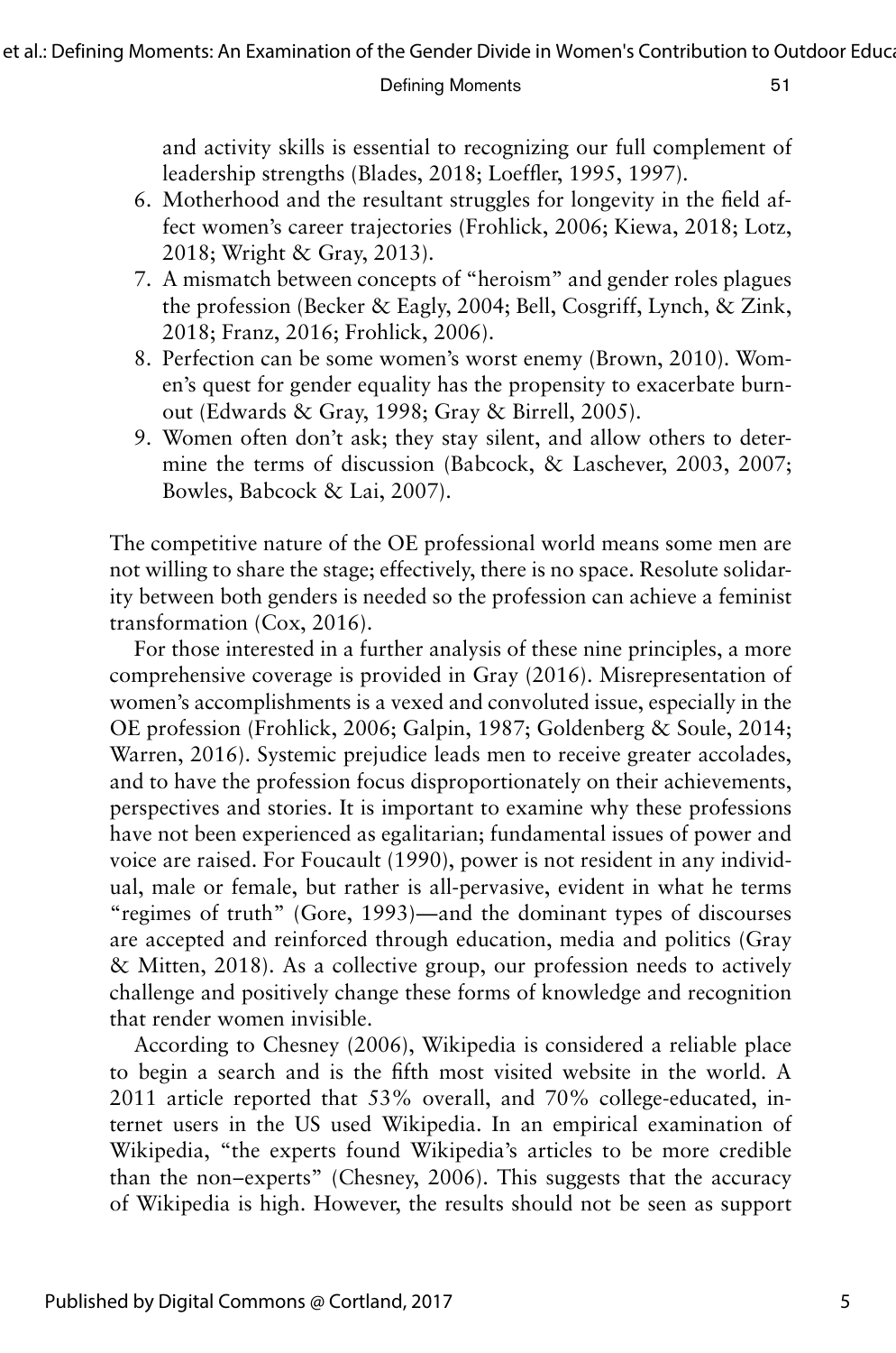and activity skills is essential to recognizing our full complement of leadership strengths (Blades, 2018; Loeffler, 1995, 1997).

6. Motherhood and the resultant struggles for longevity in the field affect women's career trajectories (Frohlick, 2006; Kiewa, 2018; Lotz, 2018; Wright & Gray, 2013).
7. A mismatch between concepts of "heroism" and gender roles plagues the profession (Becker & Eagly, 2004; Bell, Cosgriff, Lynch, & Zink, 2018; Franz, 2016; Frohlick, 2006).
8. Perfection can be some women's worst enemy (Brown, 2010). Women's quest for gender equality has the propensity to exacerbate burnout (Edwards & Gray, 1998; Gray & Birrell, 2005).
9. Women often don't ask; they stay silent, and allow others to determine the terms of discussion (Babcock, & Laschever, 2003, 2007; Bowles, Babcock & Lai, 2007).

The competitive nature of the OE professional world means some men are not willing to share the stage; effectively, there is no space. Resolute solidarity between both genders is needed so the profession can achieve a feminist transformation (Cox, 2016).

For those interested in a further analysis of these nine principles, a more comprehensive coverage is provided in Gray (2016). Misrepresentation of women's accomplishments is a vexed and convoluted issue, especially in the OE profession (Frohlick, 2006; Galpin, 1987; Goldenberg & Soule, 2014; Warren, 2016). Systemic prejudice leads men to receive greater accolades, and to have the profession focus disproportionately on their achievements, perspectives and stories. It is important to examine why these professions have not been experienced as egalitarian; fundamental issues of power and voice are raised. For Foucault (1990), power is not resident in any individual, male or female, but rather is all-pervasive, evident in what he terms "regimes of truth" (Gore, 1993)—and the dominant types of discourses are accepted and reinforced through education, media and politics (Gray & Mitten, 2018). As a collective group, our profession needs to actively challenge and positively change these forms of knowledge and recognition that render women invisible.

According to Chesney (2006), Wikipedia is considered a reliable place to begin a search and is the fifth most visited website in the world. A 2011 article reported that 53% overall, and 70% college-educated, internet users in the US used Wikipedia. In an empirical examination of Wikipedia, "the experts found Wikipedia's articles to be more credible than the non–experts" (Chesney, 2006). This suggests that the accuracy of Wikipedia is high. However, the results should not be seen as support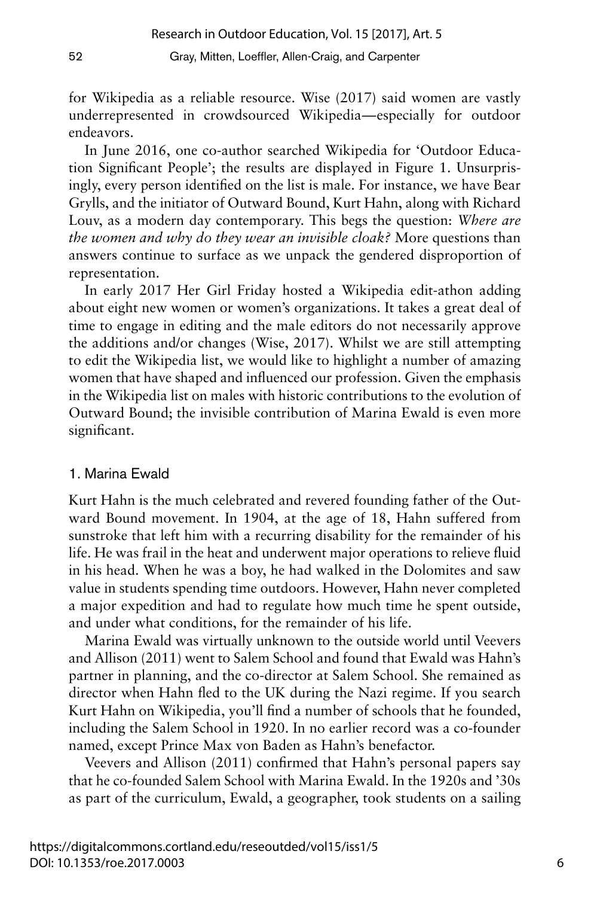for Wikipedia as a reliable resource. Wise (2017) said women are vastly underrepresented in crowdsourced Wikipedia—especially for outdoor endeavors.

In June 2016, one co-author searched Wikipedia for 'Outdoor Education Significant People'; the results are displayed in Figure 1. Unsurprisingly, every person identified on the list is male. For instance, we have Bear Grylls, and the initiator of Outward Bound, Kurt Hahn, along with Richard Louv, as a modern day contemporary. This begs the question: *Where are the women and why do they wear an invisible cloak?* More questions than answers continue to surface as we unpack the gendered disproportion of representation.

In early 2017 Her Girl Friday hosted a Wikipedia edit-athon adding about eight new women or women's organizations. It takes a great deal of time to engage in editing and the male editors do not necessarily approve the additions and/or changes (Wise, 2017). Whilst we are still attempting to edit the Wikipedia list, we would like to highlight a number of amazing women that have shaped and influenced our profession. Given the emphasis in the Wikipedia list on males with historic contributions to the evolution of Outward Bound; the invisible contribution of Marina Ewald is even more significant.

### 1. Marina Ewald

Kurt Hahn is the much celebrated and revered founding father of the Outward Bound movement. In 1904, at the age of 18, Hahn suffered from sunstroke that left him with a recurring disability for the remainder of his life. He was frail in the heat and underwent major operations to relieve fluid in his head. When he was a boy, he had walked in the Dolomites and saw value in students spending time outdoors. However, Hahn never completed a major expedition and had to regulate how much time he spent outside, and under what conditions, for the remainder of his life.

Marina Ewald was virtually unknown to the outside world until Veevers and Allison (2011) went to Salem School and found that Ewald was Hahn's partner in planning, and the co-director at Salem School. She remained as director when Hahn fled to the UK during the Nazi regime. If you search Kurt Hahn on Wikipedia, you'll find a number of schools that he founded, including the Salem School in 1920. In no earlier record was a co-founder named, except Prince Max von Baden as Hahn's benefactor.

Veevers and Allison (2011) confirmed that Hahn's personal papers say that he co-founded Salem School with Marina Ewald. In the 1920s and '30s as part of the curriculum, Ewald, a geographer, took students on a sailing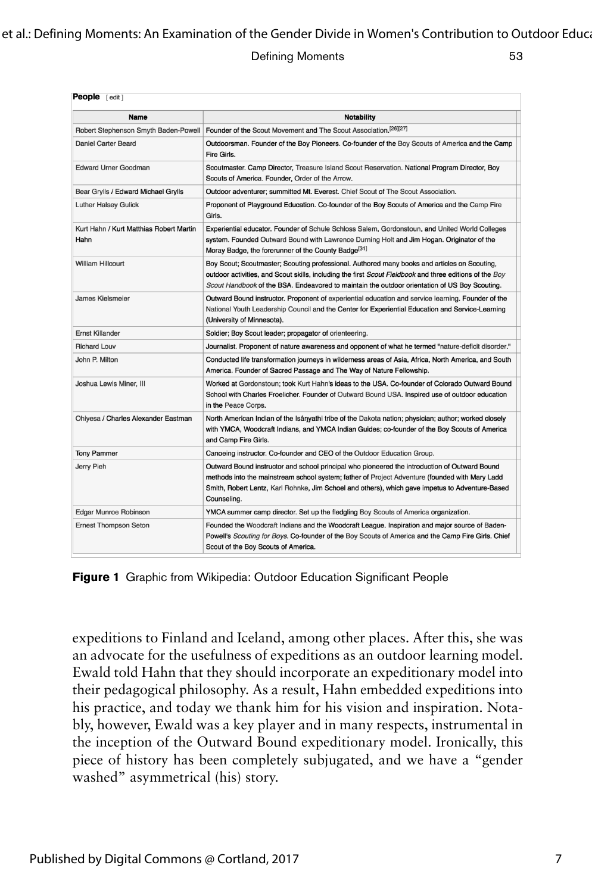**People** [ edit ]

| Name | Notability |
|---|---|
| Robert Stephenson Smyth Baden-Powell | Founder of the Scout Movement and The Scout Association.[26][27] |
| Daniel Carter Beard | Outdoorsman. Founder of the Boy Pioneers. Co-founder of the Boy Scouts of America and the Camp Fire Girls. |
| Edward Urner Goodman | Scoutmaster. Camp Director, Treasure Island Scout Reservation. National Program Director, Boy Scouts of America. Founder, Order of the Arrow. |
| Bear Grylls / Edward Michael Grylls | Outdoor adventurer; summitted Mt. Everest. Chief Scout of The Scout Association. |
| Luther Halsey Gulick | Proponent of Playground Education. Co-founder of the Boy Scouts of America and the Camp Fire Girls. |
| Kurt Hahn / Kurt Matthias Robert Martin Hahn | Experiential educator. Founder of Schule Schloss Salem, Gordonstoun, and United World Colleges system. Founded Outward Bound with Lawrence Durning Holt and Jim Hogan. Originator of the Moray Badge, the forerunner of the County Badge[31] |
| William Hillcourt | Boy Scout; Scoutmaster; Scouting professional. Authored many books and articles on Scouting, outdoor activities, and Scout skills, including the first *Scout Fieldbook* and three editions of the *Boy Scout Handbook* of the BSA. Endeavored to maintain the outdoor orientation of US Boy Scouting. |
| James Kielsmeier | Outward Bound instructor. Proponent of experiential education and service learning. Founder of the National Youth Leadership Council and the Center for Experiential Education and Service-Learning (University of Minnesota). |
| Ernst Killander | Soldier; Boy Scout leader; propagator of orienteering. |
| Richard Louv | Journalist. Proponent of nature awareness and opponent of what he termed "nature-deficit disorder." |
| John P. Milton | Conducted life transformation journeys in wilderness areas of Asia, Africa, North America, and South America. Founder of Sacred Passage and The Way of Nature Fellowship. |
| Joshua Lewis Miner, III | Worked at Gordonstoun; took Kurt Hahn's ideas to the USA. Co-founder of Colorado Outward Bound School with Charles Froelicher. Founder of Outward Bound USA. Inspired use of outdoor education in the Peace Corps. |
| Ohiyesa / Charles Alexander Eastman | North American Indian of the Isáŋyathi tribe of the Dakota nation; physician; author; worked closely with YMCA, Woodcraft Indians, and YMCA Indian Guides; co-founder of the Boy Scouts of America and Camp Fire Girls. |
| Tony Pammer | Canoeing instructor. Co-founder and CEO of the Outdoor Education Group. |
| Jerry Pieh | Outward Bound instructor and school principal who pioneered the introduction of Outward Bound methods into the mainstream school system; father of Project Adventure (founded with Mary Ladd Smith, Robert Lentz, Karl Rohnke, Jim Schoel and others), which gave impetus to Adventure-Based Counseling. |
| Edgar Munroe Robinson | YMCA summer camp director. Set up the fledgling Boy Scouts of America organization. |
| Ernest Thompson Seton | Founded the Woodcraft Indians and the Woodcraft League. Inspiration and major source of Baden-Powell's *Scouting for Boys*. Co-founder of the Boy Scouts of America and the Camp Fire Girls. Chief Scout of the Boy Scouts of America. |

**Figure 1** Graphic from Wikipedia: Outdoor Education Significant People

expeditions to Finland and Iceland, among other places. After this, she was an advocate for the usefulness of expeditions as an outdoor learning model. Ewald told Hahn that they should incorporate an expeditionary model into their pedagogical philosophy. As a result, Hahn embedded expeditions into his practice, and today we thank him for his vision and inspiration. Notably, however, Ewald was a key player and in many respects, instrumental in the inception of the Outward Bound expeditionary model. Ironically, this piece of history has been completely subjugated, and we have a "gender washed" asymmetrical (his) story.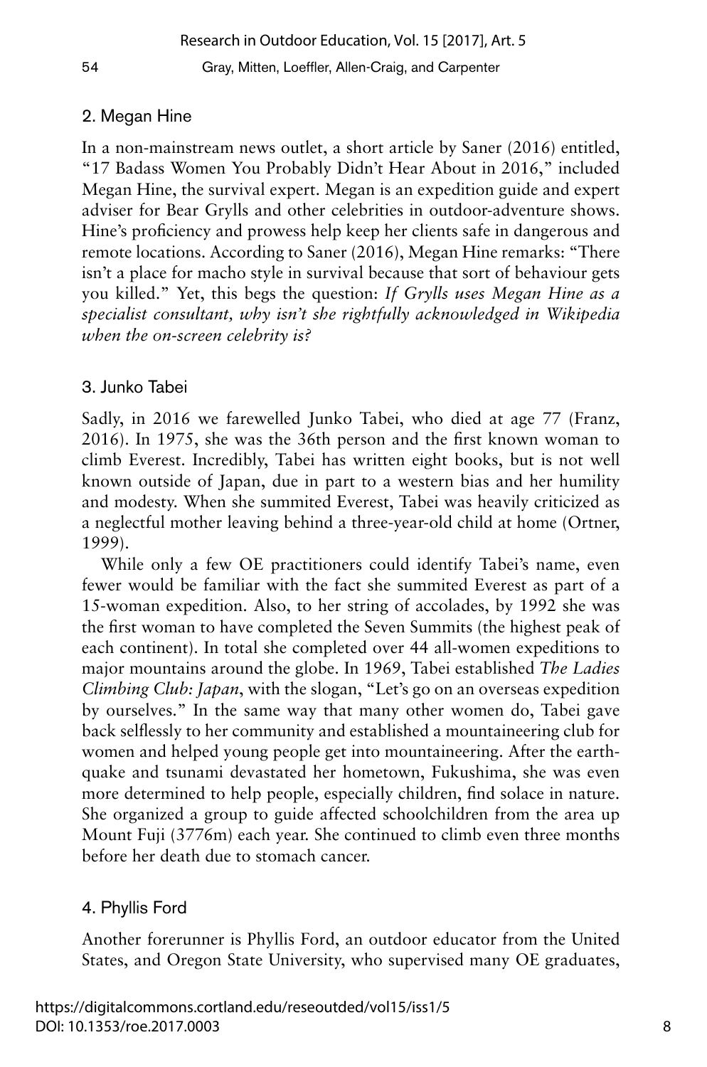## 2. Megan Hine

In a non-mainstream news outlet, a short article by Saner (2016) entitled, "17 Badass Women You Probably Didn't Hear About in 2016," included Megan Hine, the survival expert. Megan is an expedition guide and expert adviser for Bear Grylls and other celebrities in outdoor-adventure shows. Hine's proficiency and prowess help keep her clients safe in dangerous and remote locations. According to Saner (2016), Megan Hine remarks: "There isn't a place for macho style in survival because that sort of behaviour gets you killed." Yet, this begs the question: *If Grylls uses Megan Hine as a specialist consultant, why isn't she rightfully acknowledged in Wikipedia when the on-screen celebrity is?*

## 3. Junko Tabei

Sadly, in 2016 we farewelled Junko Tabei, who died at age 77 (Franz, 2016). In 1975, she was the 36th person and the first known woman to climb Everest. Incredibly, Tabei has written eight books, but is not well known outside of Japan, due in part to a western bias and her humility and modesty. When she summited Everest, Tabei was heavily criticized as a neglectful mother leaving behind a three-year-old child at home (Ortner, 1999).

While only a few OE practitioners could identify Tabei's name, even fewer would be familiar with the fact she summited Everest as part of a 15-woman expedition. Also, to her string of accolades, by 1992 she was the first woman to have completed the Seven Summits (the highest peak of each continent). In total she completed over 44 all-women expeditions to major mountains around the globe. In 1969, Tabei established *The Ladies Climbing Club: Japan*, with the slogan, "Let's go on an overseas expedition by ourselves." In the same way that many other women do, Tabei gave back selflessly to her community and established a mountaineering club for women and helped young people get into mountaineering. After the earthquake and tsunami devastated her hometown, Fukushima, she was even more determined to help people, especially children, find solace in nature. She organized a group to guide affected schoolchildren from the area up Mount Fuji (3776m) each year. She continued to climb even three months before her death due to stomach cancer.

## 4. Phyllis Ford

Another forerunner is Phyllis Ford, an outdoor educator from the United States, and Oregon State University, who supervised many OE graduates,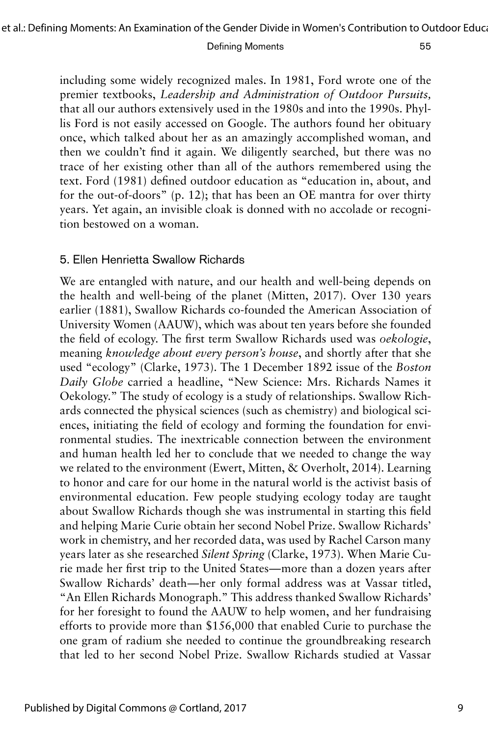including some widely recognized males. In 1981, Ford wrote one of the premier textbooks, *Leadership and Administration of Outdoor Pursuits,* that all our authors extensively used in the 1980s and into the 1990s. Phyllis Ford is not easily accessed on Google. The authors found her obituary once, which talked about her as an amazingly accomplished woman, and then we couldn't find it again. We diligently searched, but there was no trace of her existing other than all of the authors remembered using the text. Ford (1981) defined outdoor education as "education in, about, and for the out-of-doors" (p. 12); that has been an OE mantra for over thirty years. Yet again, an invisible cloak is donned with no accolade or recognition bestowed on a woman.

### 5. Ellen Henrietta Swallow Richards

We are entangled with nature, and our health and well-being depends on the health and well-being of the planet (Mitten, 2017). Over 130 years earlier (1881), Swallow Richards co-founded the American Association of University Women (AAUW), which was about ten years before she founded the field of ecology. The first term Swallow Richards used was *oekologie*, meaning *knowledge about every person's house*, and shortly after that she used "ecology" (Clarke, 1973). The 1 December 1892 issue of the *Boston Daily Globe* carried a headline, "New Science: Mrs. Richards Names it Oekology." The study of ecology is a study of relationships. Swallow Richards connected the physical sciences (such as chemistry) and biological sciences, initiating the field of ecology and forming the foundation for environmental studies. The inextricable connection between the environment and human health led her to conclude that we needed to change the way we related to the environment (Ewert, Mitten, & Overholt, 2014). Learning to honor and care for our home in the natural world is the activist basis of environmental education. Few people studying ecology today are taught about Swallow Richards though she was instrumental in starting this field and helping Marie Curie obtain her second Nobel Prize. Swallow Richards' work in chemistry, and her recorded data, was used by Rachel Carson many years later as she researched *Silent Spring* (Clarke, 1973). When Marie Curie made her first trip to the United States—more than a dozen years after Swallow Richards' death—her only formal address was at Vassar titled, "An Ellen Richards Monograph." This address thanked Swallow Richards' for her foresight to found the AAUW to help women, and her fundraising efforts to provide more than $156,000 that enabled Curie to purchase the one gram of radium she needed to continue the groundbreaking research that led to her second Nobel Prize. Swallow Richards studied at Vassar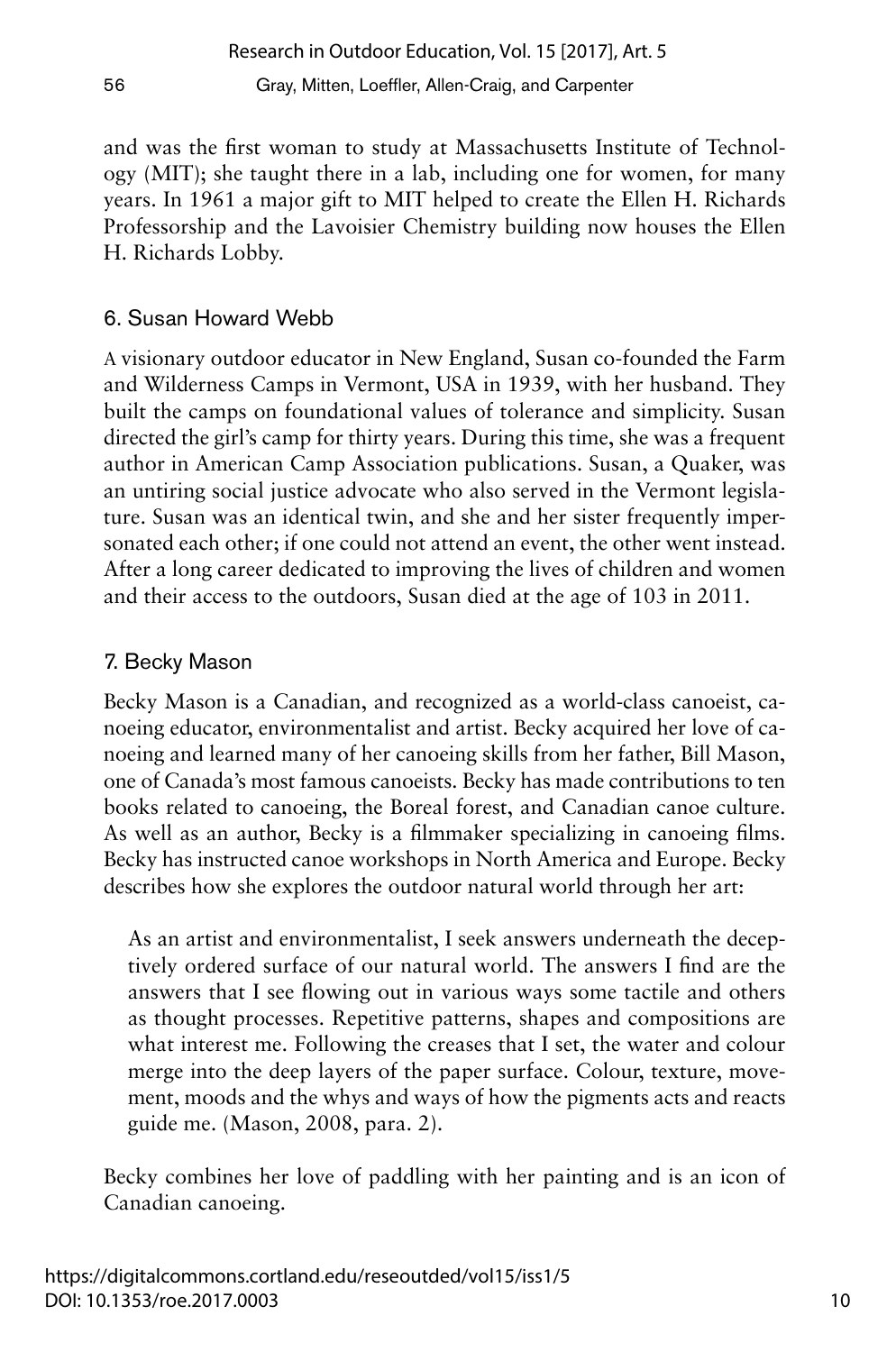and was the first woman to study at Massachusetts Institute of Technology (MIT); she taught there in a lab, including one for women, for many years. In 1961 a major gift to MIT helped to create the Ellen H. Richards Professorship and the Lavoisier Chemistry building now houses the Ellen H. Richards Lobby.

## 6. Susan Howard Webb

A visionary outdoor educator in New England, Susan co-founded the Farm and Wilderness Camps in Vermont, USA in 1939, with her husband. They built the camps on foundational values of tolerance and simplicity. Susan directed the girl's camp for thirty years. During this time, she was a frequent author in American Camp Association publications. Susan, a Quaker, was an untiring social justice advocate who also served in the Vermont legislature. Susan was an identical twin, and she and her sister frequently impersonated each other; if one could not attend an event, the other went instead. After a long career dedicated to improving the lives of children and women and their access to the outdoors, Susan died at the age of 103 in 2011.

## 7. Becky Mason

Becky Mason is a Canadian, and recognized as a world-class canoeist, canoeing educator, environmentalist and artist. Becky acquired her love of canoeing and learned many of her canoeing skills from her father, Bill Mason, one of Canada's most famous canoeists. Becky has made contributions to ten books related to canoeing, the Boreal forest, and Canadian canoe culture. As well as an author, Becky is a filmmaker specializing in canoeing films. Becky has instructed canoe workshops in North America and Europe. Becky describes how she explores the outdoor natural world through her art:

> As an artist and environmentalist, I seek answers underneath the deceptively ordered surface of our natural world. The answers I find are the answers that I see flowing out in various ways some tactile and others as thought processes. Repetitive patterns, shapes and compositions are what interest me. Following the creases that I set, the water and colour merge into the deep layers of the paper surface. Colour, texture, movement, moods and the whys and ways of how the pigments acts and reacts guide me. (Mason, 2008, para. 2).

Becky combines her love of paddling with her painting and is an icon of Canadian canoeing.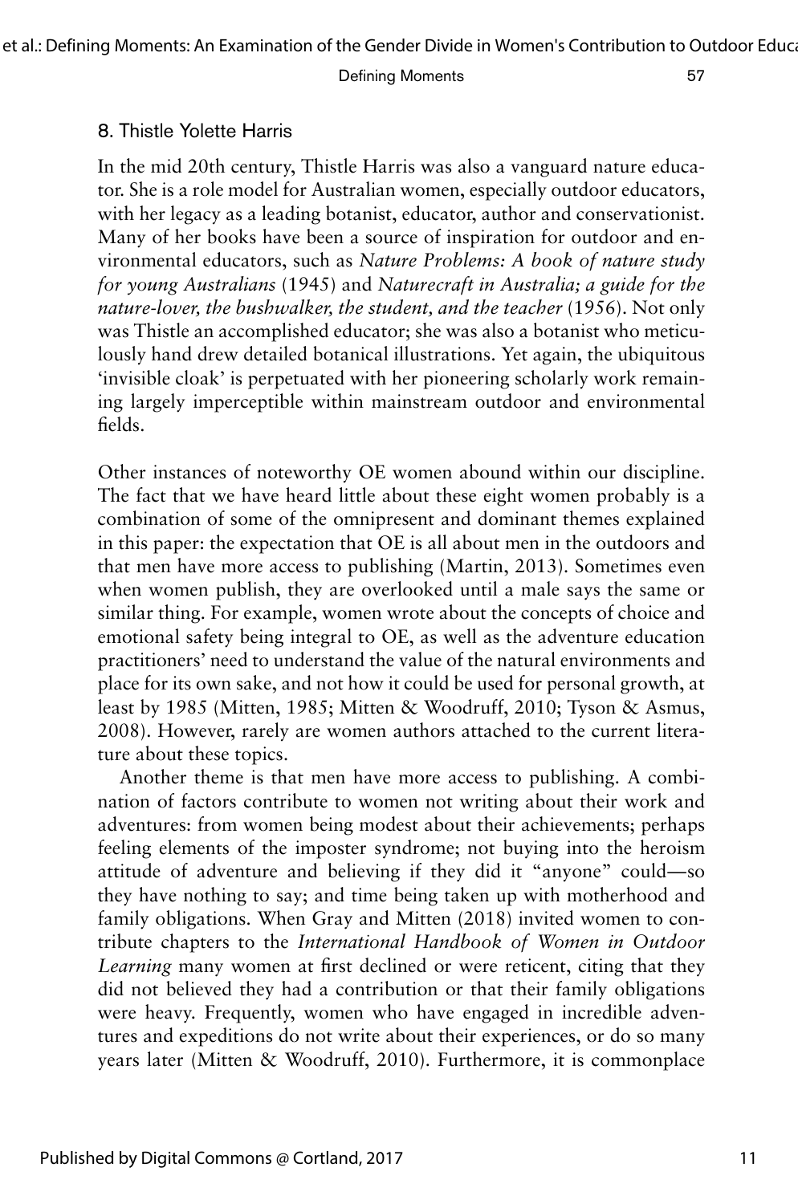### 8. Thistle Yolette Harris

In the mid 20th century, Thistle Harris was also a vanguard nature educator. She is a role model for Australian women, especially outdoor educators, with her legacy as a leading botanist, educator, author and conservationist. Many of her books have been a source of inspiration for outdoor and environmental educators, such as *Nature Problems: A book of nature study for young Australians* (1945) and *Naturecraft in Australia; a guide for the nature-lover, the bushwalker, the student, and the teacher* (1956). Not only was Thistle an accomplished educator; she was also a botanist who meticulously hand drew detailed botanical illustrations. Yet again, the ubiquitous 'invisible cloak' is perpetuated with her pioneering scholarly work remaining largely imperceptible within mainstream outdoor and environmental fields.

Other instances of noteworthy OE women abound within our discipline. The fact that we have heard little about these eight women probably is a combination of some of the omnipresent and dominant themes explained in this paper: the expectation that OE is all about men in the outdoors and that men have more access to publishing (Martin, 2013). Sometimes even when women publish, they are overlooked until a male says the same or similar thing. For example, women wrote about the concepts of choice and emotional safety being integral to OE, as well as the adventure education practitioners' need to understand the value of the natural environments and place for its own sake, and not how it could be used for personal growth, at least by 1985 (Mitten, 1985; Mitten & Woodruff, 2010; Tyson & Asmus, 2008). However, rarely are women authors attached to the current literature about these topics.

Another theme is that men have more access to publishing. A combination of factors contribute to women not writing about their work and adventures: from women being modest about their achievements; perhaps feeling elements of the imposter syndrome; not buying into the heroism attitude of adventure and believing if they did it "anyone" could—so they have nothing to say; and time being taken up with motherhood and family obligations. When Gray and Mitten (2018) invited women to contribute chapters to the *International Handbook of Women in Outdoor Learning* many women at first declined or were reticent, citing that they did not believed they had a contribution or that their family obligations were heavy. Frequently, women who have engaged in incredible adventures and expeditions do not write about their experiences, or do so many years later (Mitten & Woodruff, 2010). Furthermore, it is commonplace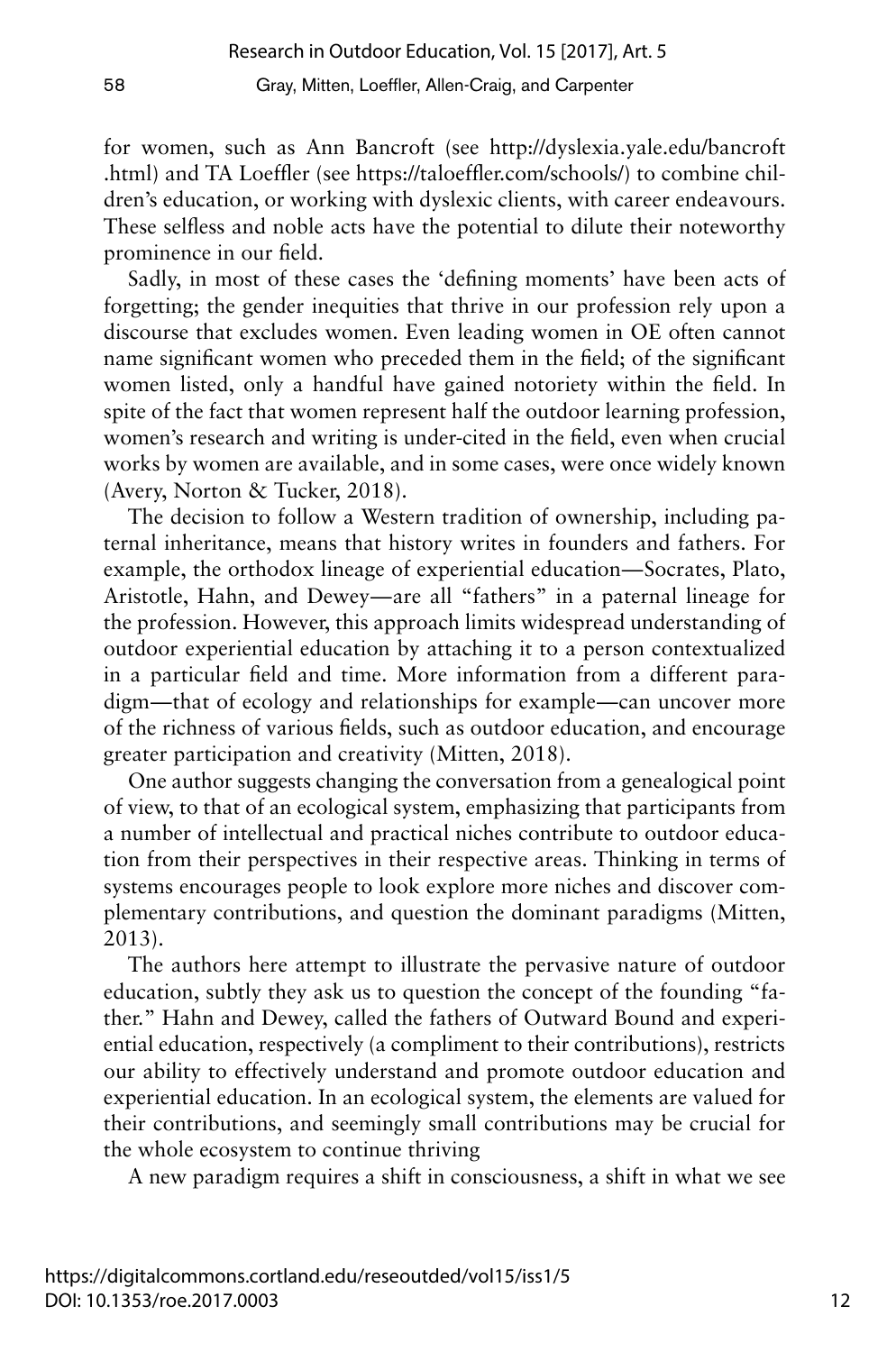for women, such as Ann Bancroft (see http://dyslexia.yale.edu/bancroft.html) and TA Loeffler (see https://taloeffler.com/schools/) to combine children's education, or working with dyslexic clients, with career endeavours. These selfless and noble acts have the potential to dilute their noteworthy prominence in our field.

Sadly, in most of these cases the 'defining moments' have been acts of forgetting; the gender inequities that thrive in our profession rely upon a discourse that excludes women. Even leading women in OE often cannot name significant women who preceded them in the field; of the significant women listed, only a handful have gained notoriety within the field. In spite of the fact that women represent half the outdoor learning profession, women's research and writing is under-cited in the field, even when crucial works by women are available, and in some cases, were once widely known (Avery, Norton & Tucker, 2018).

The decision to follow a Western tradition of ownership, including paternal inheritance, means that history writes in founders and fathers. For example, the orthodox lineage of experiential education—Socrates, Plato, Aristotle, Hahn, and Dewey—are all "fathers" in a paternal lineage for the profession. However, this approach limits widespread understanding of outdoor experiential education by attaching it to a person contextualized in a particular field and time. More information from a different paradigm—that of ecology and relationships for example—can uncover more of the richness of various fields, such as outdoor education, and encourage greater participation and creativity (Mitten, 2018).

One author suggests changing the conversation from a genealogical point of view, to that of an ecological system, emphasizing that participants from a number of intellectual and practical niches contribute to outdoor education from their perspectives in their respective areas. Thinking in terms of systems encourages people to look explore more niches and discover complementary contributions, and question the dominant paradigms (Mitten, 2013).

The authors here attempt to illustrate the pervasive nature of outdoor education, subtly they ask us to question the concept of the founding "father." Hahn and Dewey, called the fathers of Outward Bound and experiential education, respectively (a compliment to their contributions), restricts our ability to effectively understand and promote outdoor education and experiential education. In an ecological system, the elements are valued for their contributions, and seemingly small contributions may be crucial for the whole ecosystem to continue thriving

A new paradigm requires a shift in consciousness, a shift in what we see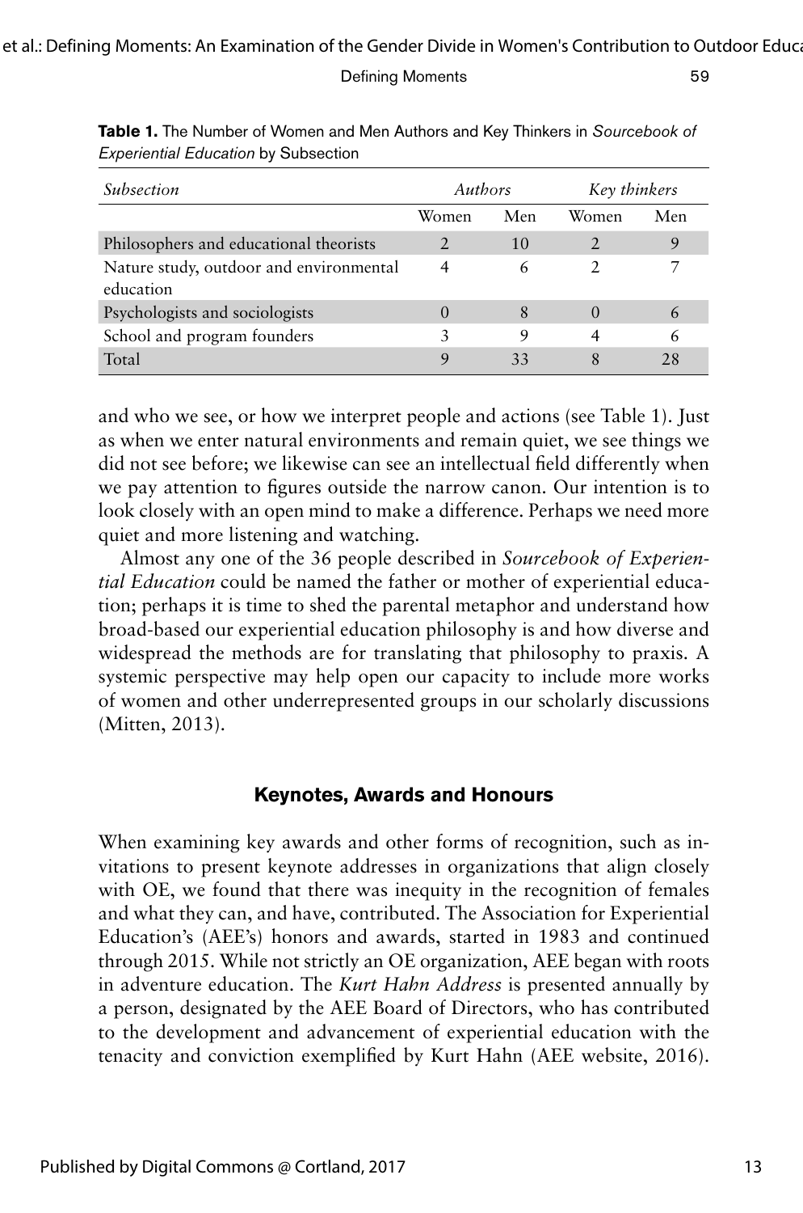**Table 1.** The Number of Women and Men Authors and Key Thinkers in *Sourcebook of Experiential Education* by Subsection

| *Subsection* | *Authors* | | *Key thinkers* | |
|---|---|---|---|---|
| | Women | Men | Women | Men |
| Philosophers and educational theorists | 2 | 10 | 2 | 9 |
| Nature study, outdoor and environmental education | 4 | 6 | 2 | 7 |
| Psychologists and sociologists | 0 | 8 | 0 | 6 |
| School and program founders | 3 | 9 | 4 | 6 |
| Total | 9 | 33 | 8 | 28 |

and who we see, or how we interpret people and actions (see Table 1). Just as when we enter natural environments and remain quiet, we see things we did not see before; we likewise can see an intellectual field differently when we pay attention to figures outside the narrow canon. Our intention is to look closely with an open mind to make a difference. Perhaps we need more quiet and more listening and watching.

Almost any one of the 36 people described in *Sourcebook of Experiential Education* could be named the father or mother of experiential education; perhaps it is time to shed the parental metaphor and understand how broad-based our experiential education philosophy is and how diverse and widespread the methods are for translating that philosophy to praxis. A systemic perspective may help open our capacity to include more works of women and other underrepresented groups in our scholarly discussions (Mitten, 2013).

## Keynotes, Awards and Honours

When examining key awards and other forms of recognition, such as invitations to present keynote addresses in organizations that align closely with OE, we found that there was inequity in the recognition of females and what they can, and have, contributed. The Association for Experiential Education's (AEE's) honors and awards, started in 1983 and continued through 2015. While not strictly an OE organization, AEE began with roots in adventure education. The *Kurt Hahn Address* is presented annually by a person, designated by the AEE Board of Directors, who has contributed to the development and advancement of experiential education with the tenacity and conviction exemplified by Kurt Hahn (AEE website, 2016).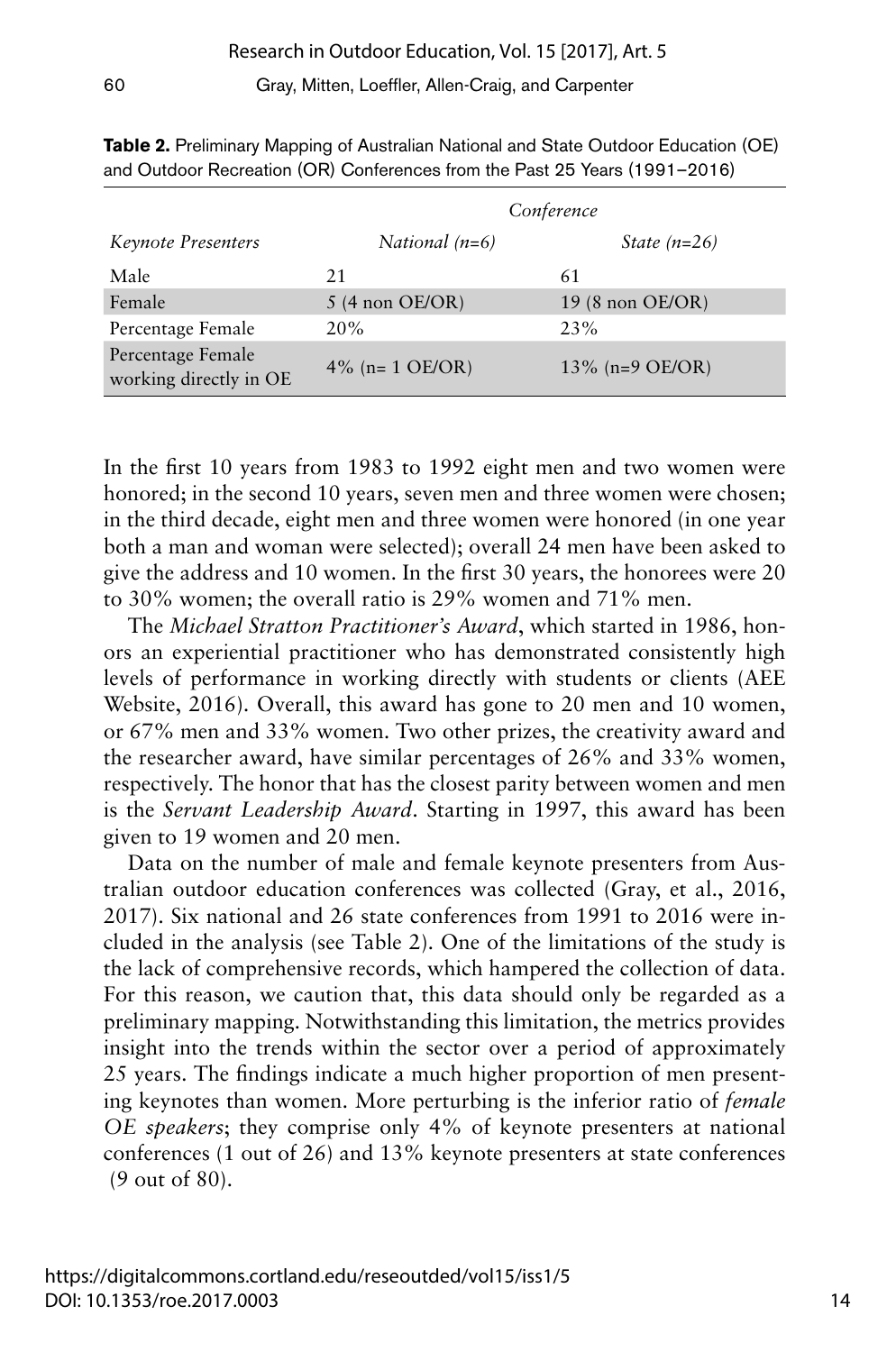**Table 2.** Preliminary Mapping of Australian National and State Outdoor Education (OE) and Outdoor Recreation (OR) Conferences from the Past 25 Years (1991–2016)

| | *Conference* | |
|---|---|---|
| *Keynote Presenters* | *National (n=6)* | *State (n=26)* |
| Male | 21 | 61 |
| Female | 5 (4 non OE/OR) | 19 (8 non OE/OR) |
| Percentage Female | 20% | 23% |
| Percentage Female working directly in OE | 4% (n= 1 OE/OR) | 13% (n=9 OE/OR) |

In the first 10 years from 1983 to 1992 eight men and two women were honored; in the second 10 years, seven men and three women were chosen; in the third decade, eight men and three women were honored (in one year both a man and woman were selected); overall 24 men have been asked to give the address and 10 women. In the first 30 years, the honorees were 20 to 30% women; the overall ratio is 29% women and 71% men.

The *Michael Stratton Practitioner's Award*, which started in 1986, honors an experiential practitioner who has demonstrated consistently high levels of performance in working directly with students or clients (AEE Website, 2016). Overall, this award has gone to 20 men and 10 women, or 67% men and 33% women. Two other prizes, the creativity award and the researcher award, have similar percentages of 26% and 33% women, respectively. The honor that has the closest parity between women and men is the *Servant Leadership Award*. Starting in 1997, this award has been given to 19 women and 20 men.

Data on the number of male and female keynote presenters from Australian outdoor education conferences was collected (Gray, et al., 2016, 2017). Six national and 26 state conferences from 1991 to 2016 were included in the analysis (see Table 2). One of the limitations of the study is the lack of comprehensive records, which hampered the collection of data. For this reason, we caution that, this data should only be regarded as a preliminary mapping. Notwithstanding this limitation, the metrics provides insight into the trends within the sector over a period of approximately 25 years. The findings indicate a much higher proportion of men presenting keynotes than women. More perturbing is the inferior ratio of *female OE speakers*; they comprise only 4% of keynote presenters at national conferences (1 out of 26) and 13% keynote presenters at state conferences (9 out of 80).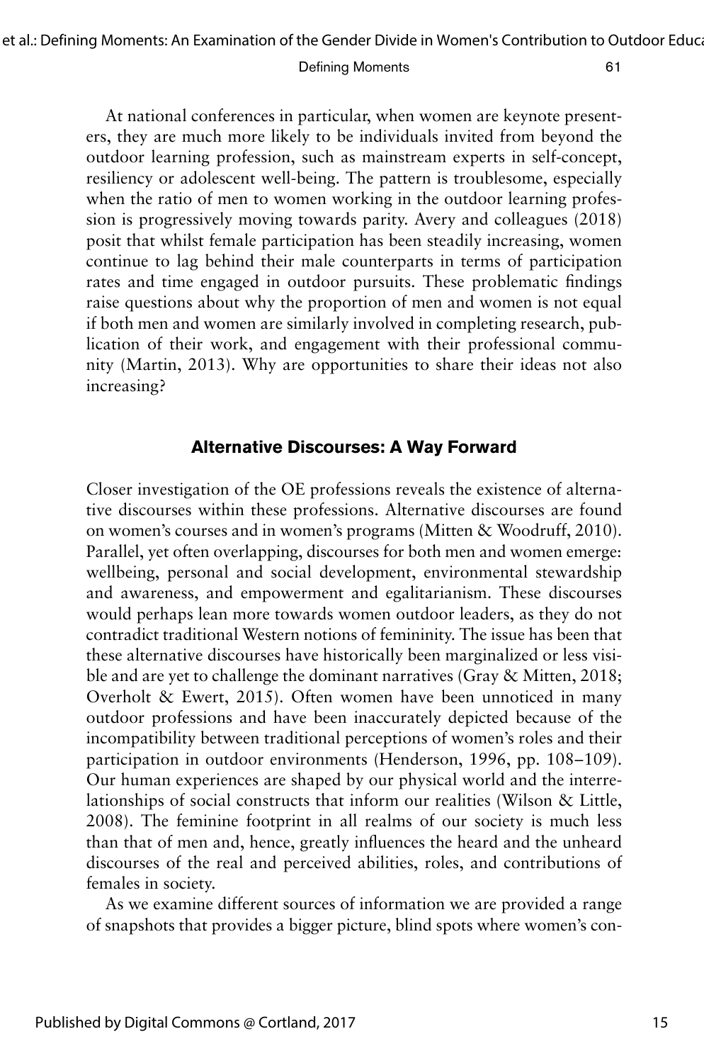At national conferences in particular, when women are keynote presenters, they are much more likely to be individuals invited from beyond the outdoor learning profession, such as mainstream experts in self-concept, resiliency or adolescent well-being. The pattern is troublesome, especially when the ratio of men to women working in the outdoor learning profession is progressively moving towards parity. Avery and colleagues (2018) posit that whilst female participation has been steadily increasing, women continue to lag behind their male counterparts in terms of participation rates and time engaged in outdoor pursuits. These problematic findings raise questions about why the proportion of men and women is not equal if both men and women are similarly involved in completing research, publication of their work, and engagement with their professional community (Martin, 2013). Why are opportunities to share their ideas not also increasing?

## Alternative Discourses: A Way Forward

Closer investigation of the OE professions reveals the existence of alternative discourses within these professions. Alternative discourses are found on women's courses and in women's programs (Mitten & Woodruff, 2010). Parallel, yet often overlapping, discourses for both men and women emerge: wellbeing, personal and social development, environmental stewardship and awareness, and empowerment and egalitarianism. These discourses would perhaps lean more towards women outdoor leaders, as they do not contradict traditional Western notions of femininity. The issue has been that these alternative discourses have historically been marginalized or less visible and are yet to challenge the dominant narratives (Gray & Mitten, 2018; Overholt & Ewert, 2015). Often women have been unnoticed in many outdoor professions and have been inaccurately depicted because of the incompatibility between traditional perceptions of women's roles and their participation in outdoor environments (Henderson, 1996, pp. 108–109). Our human experiences are shaped by our physical world and the interrelationships of social constructs that inform our realities (Wilson & Little, 2008). The feminine footprint in all realms of our society is much less than that of men and, hence, greatly influences the heard and the unheard discourses of the real and perceived abilities, roles, and contributions of females in society.

As we examine different sources of information we are provided a range of snapshots that provides a bigger picture, blind spots where women's con-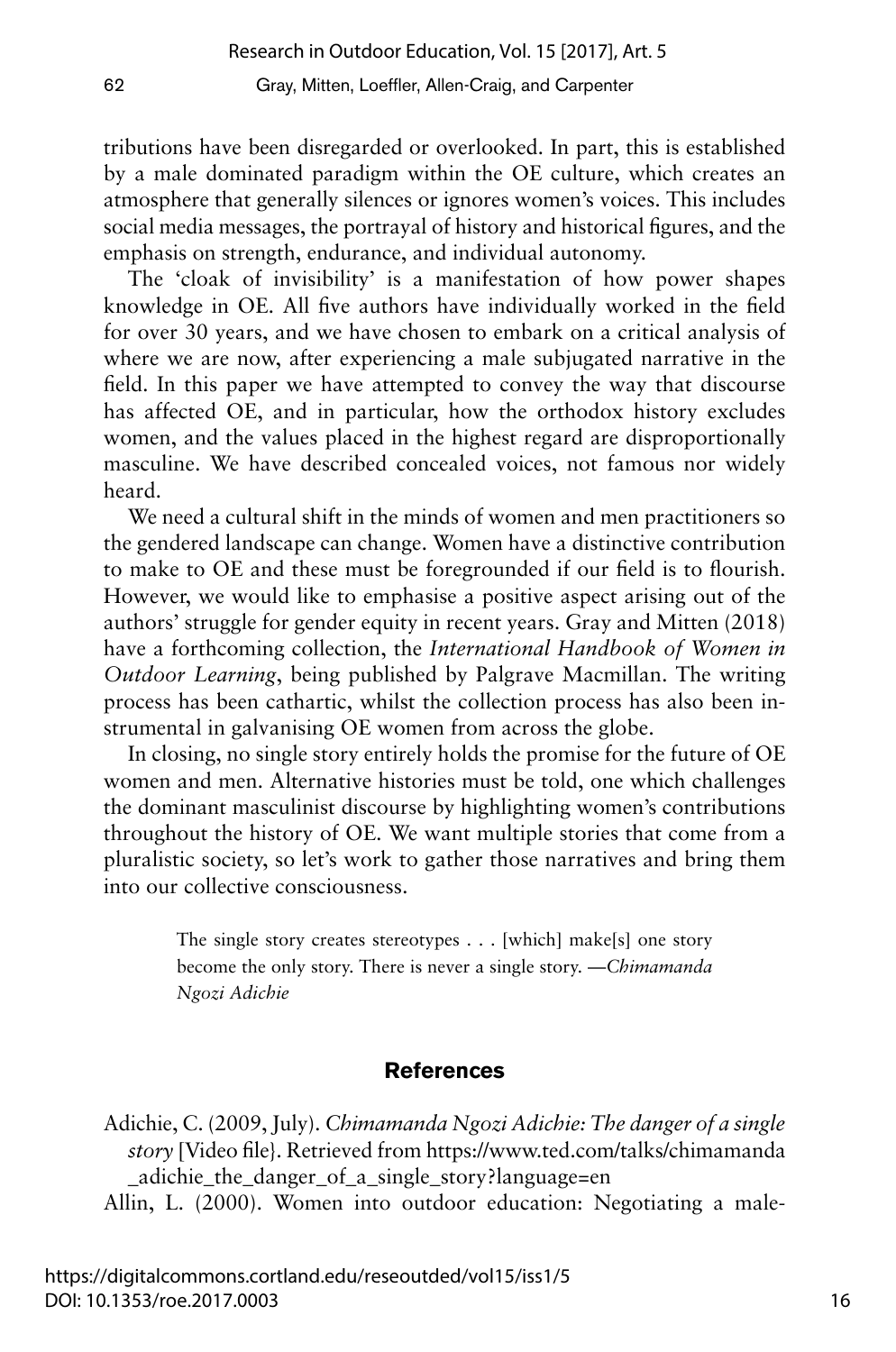tributions have been disregarded or overlooked. In part, this is established by a male dominated paradigm within the OE culture, which creates an atmosphere that generally silences or ignores women's voices. This includes social media messages, the portrayal of history and historical figures, and the emphasis on strength, endurance, and individual autonomy.

The 'cloak of invisibility' is a manifestation of how power shapes knowledge in OE. All five authors have individually worked in the field for over 30 years, and we have chosen to embark on a critical analysis of where we are now, after experiencing a male subjugated narrative in the field. In this paper we have attempted to convey the way that discourse has affected OE, and in particular, how the orthodox history excludes women, and the values placed in the highest regard are disproportionally masculine. We have described concealed voices, not famous nor widely heard.

We need a cultural shift in the minds of women and men practitioners so the gendered landscape can change. Women have a distinctive contribution to make to OE and these must be foregrounded if our field is to flourish. However, we would like to emphasise a positive aspect arising out of the authors' struggle for gender equity in recent years. Gray and Mitten (2018) have a forthcoming collection, the *International Handbook of Women in Outdoor Learning*, being published by Palgrave Macmillan. The writing process has been cathartic, whilst the collection process has also been instrumental in galvanising OE women from across the globe.

In closing, no single story entirely holds the promise for the future of OE women and men. Alternative histories must be told, one which challenges the dominant masculinist discourse by highlighting women's contributions throughout the history of OE. We want multiple stories that come from a pluralistic society, so let's work to gather those narratives and bring them into our collective consciousness.

> The single story creates stereotypes . . . [which] make[s] one story become the only story. There is never a single story. —*Chimamanda Ngozi Adichie*

## References

Adichie, C. (2009, July). *Chimamanda Ngozi Adichie: The danger of a single story* [Video file}. Retrieved from https://www.ted.com/talks/chimamanda_adichie_the_danger_of_a_single_story?language=en

Allin, L. (2000). Women into outdoor education: Negotiating a male-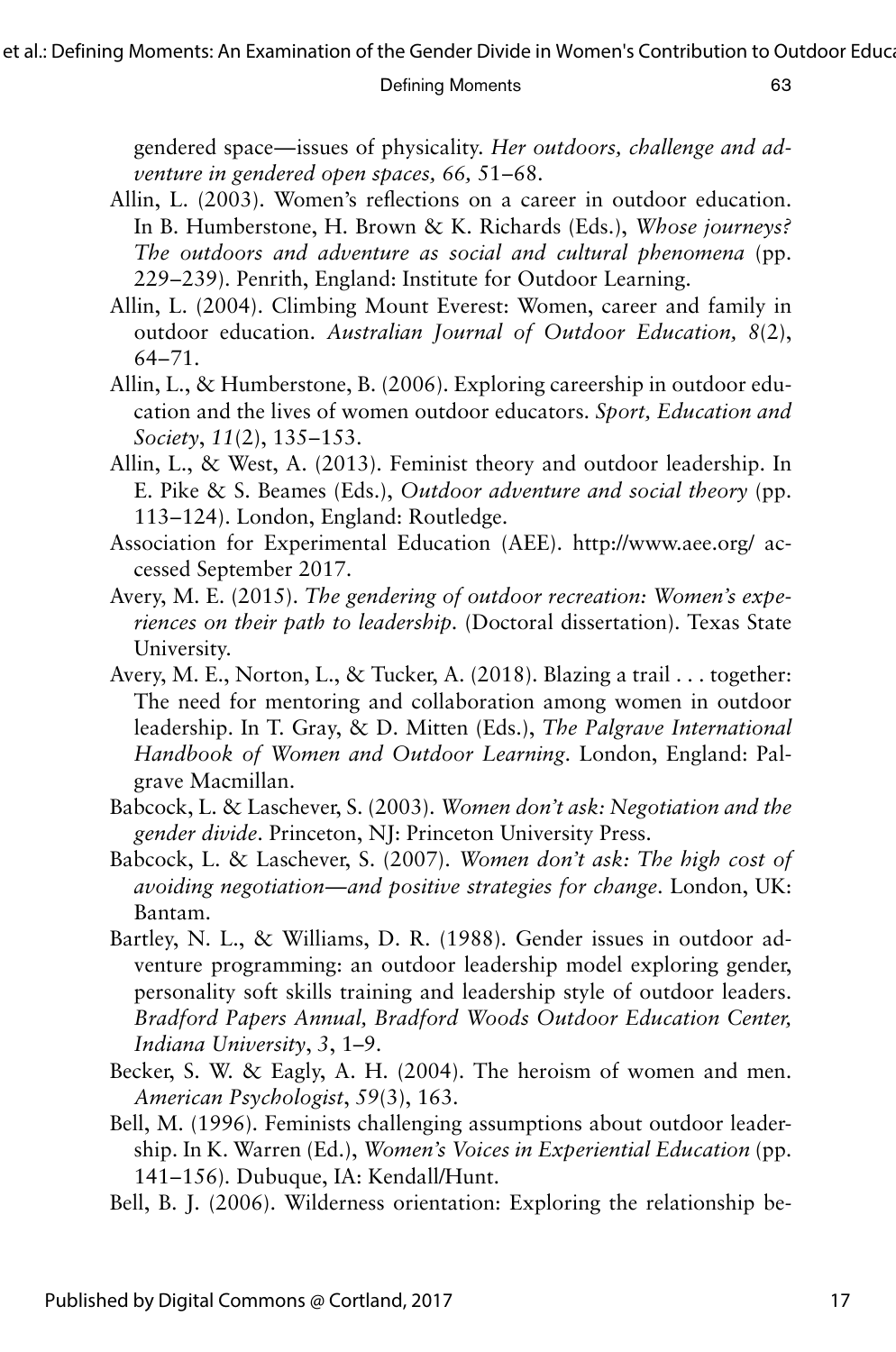gendered space—issues of physicality. *Her outdoors, challenge and adventure in gendered open spaces, 66,* 51–68.

Allin, L. (2003). Women's reflections on a career in outdoor education. In B. Humberstone, H. Brown & K. Richards (Eds.), *Whose journeys? The outdoors and adventure as social and cultural phenomena* (pp. 229–239). Penrith, England: Institute for Outdoor Learning.

Allin, L. (2004). Climbing Mount Everest: Women, career and family in outdoor education. *Australian Journal of Outdoor Education, 8*(2), 64–71.

Allin, L., & Humberstone, B. (2006). Exploring careership in outdoor education and the lives of women outdoor educators. *Sport, Education and Society*, *11*(2), 135–153.

Allin, L., & West, A. (2013). Feminist theory and outdoor leadership. In E. Pike & S. Beames (Eds.), *Outdoor adventure and social theory* (pp. 113–124). London, England: Routledge.

Association for Experimental Education (AEE). http://www.aee.org/ accessed September 2017.

Avery, M. E. (2015). *The gendering of outdoor recreation: Women's experiences on their path to leadership.* (Doctoral dissertation). Texas State University.

Avery, M. E., Norton, L., & Tucker, A. (2018). Blazing a trail . . . together: The need for mentoring and collaboration among women in outdoor leadership. In T. Gray, & D. Mitten (Eds.), *The Palgrave International Handbook of Women and Outdoor Learning*. London, England: Palgrave Macmillan.

Babcock, L. & Laschever, S. (2003). *Women don't ask: Negotiation and the gender divide*. Princeton, NJ: Princeton University Press.

Babcock, L. & Laschever, S. (2007). *Women don't ask: The high cost of avoiding negotiation—and positive strategies for change*. London, UK: Bantam.

Bartley, N. L., & Williams, D. R. (1988). Gender issues in outdoor adventure programming: an outdoor leadership model exploring gender, personality soft skills training and leadership style of outdoor leaders. *Bradford Papers Annual, Bradford Woods Outdoor Education Center, Indiana University*, *3*, 1–9.

Becker, S. W. & Eagly, A. H. (2004). The heroism of women and men. *American Psychologist*, *59*(3), 163.

Bell, M. (1996). Feminists challenging assumptions about outdoor leadership. In K. Warren (Ed.), *Women's Voices in Experiential Education* (pp. 141–156). Dubuque, IA: Kendall/Hunt.

Bell, B. J. (2006). Wilderness orientation: Exploring the relationship be-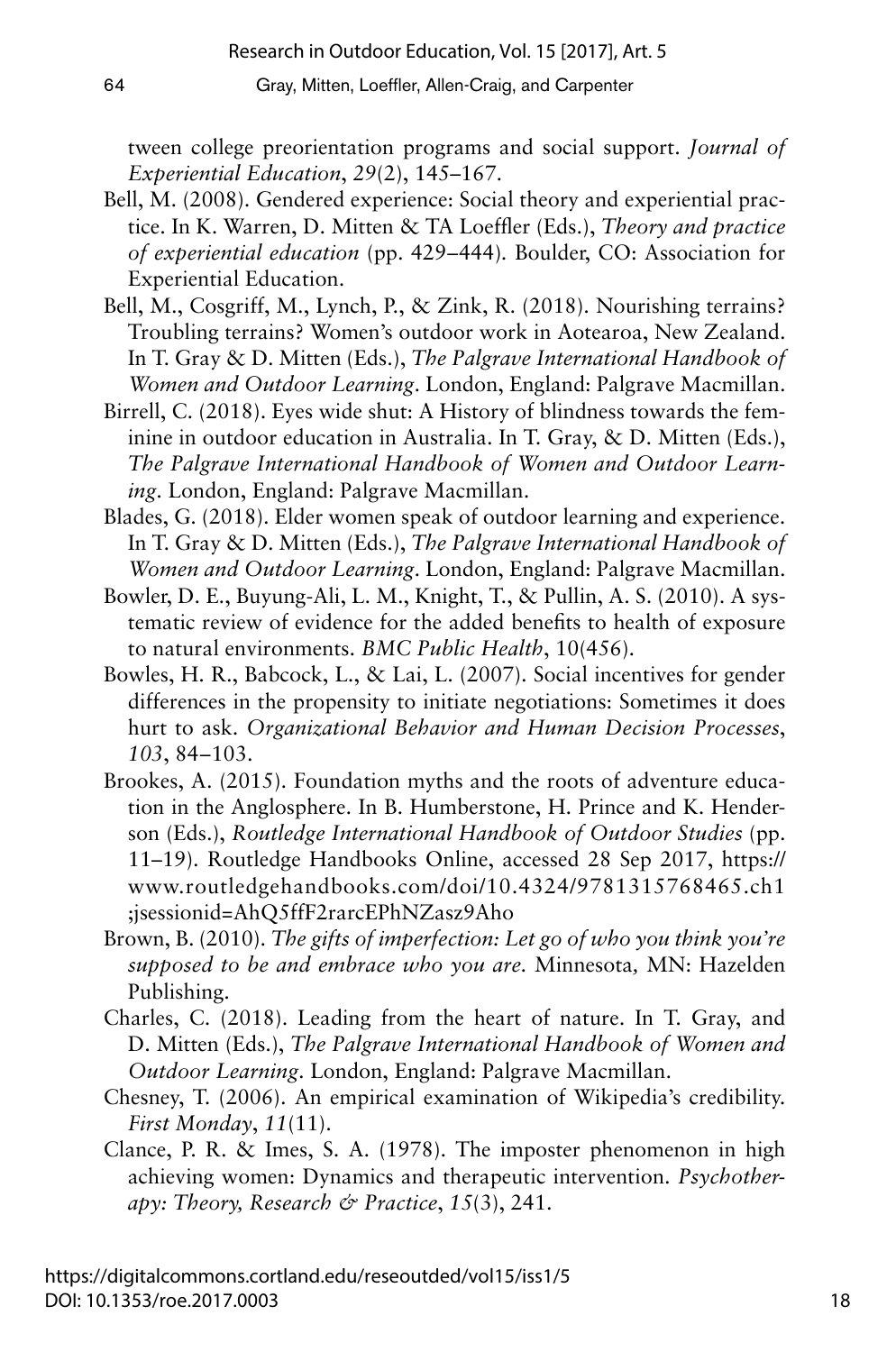tween college preorientation programs and social support. *Journal of Experiential Education*, *29*(2), 145–167.

Bell, M. (2008). Gendered experience: Social theory and experiential practice. In K. Warren, D. Mitten & TA Loeffler (Eds.), *Theory and practice of experiential education* (pp. 429–444). Boulder, CO: Association for Experiential Education.

Bell, M., Cosgriff, M., Lynch, P., & Zink, R. (2018). Nourishing terrains? Troubling terrains? Women's outdoor work in Aotearoa, New Zealand. In T. Gray & D. Mitten (Eds.), *The Palgrave International Handbook of Women and Outdoor Learning*. London, England: Palgrave Macmillan.

Birrell, C. (2018). Eyes wide shut: A History of blindness towards the feminine in outdoor education in Australia. In T. Gray, & D. Mitten (Eds.), *The Palgrave International Handbook of Women and Outdoor Learning*. London, England: Palgrave Macmillan.

Blades, G. (2018). Elder women speak of outdoor learning and experience. In T. Gray & D. Mitten (Eds.), *The Palgrave International Handbook of Women and Outdoor Learning*. London, England: Palgrave Macmillan.

Bowler, D. E., Buyung-Ali, L. M., Knight, T., & Pullin, A. S. (2010). A systematic review of evidence for the added benefits to health of exposure to natural environments. *BMC Public Health*, 10(456).

Bowles, H. R., Babcock, L., & Lai, L. (2007). Social incentives for gender differences in the propensity to initiate negotiations: Sometimes it does hurt to ask. *Organizational Behavior and Human Decision Processes*, *103*, 84–103.

Brookes, A. (2015). Foundation myths and the roots of adventure education in the Anglosphere. In B. Humberstone, H. Prince and K. Henderson (Eds.), *Routledge International Handbook of Outdoor Studies* (pp. 11–19). Routledge Handbooks Online, accessed 28 Sep 2017, https://www.routledgehandbooks.com/doi/10.4324/9781315768465.ch1;jsessionid=AhQ5ffF2rarcEPhNZasz9Aho

Brown, B. (2010). *The gifts of imperfection: Let go of who you think you're supposed to be and embrace who you are.* Minnesota*,* MN: Hazelden Publishing.

Charles, C. (2018). Leading from the heart of nature. In T. Gray, and D. Mitten (Eds.), *The Palgrave International Handbook of Women and Outdoor Learning*. London, England: Palgrave Macmillan.

Chesney, T. (2006). An empirical examination of Wikipedia's credibility. *First Monday*, *11*(11).

Clance, P. R. & Imes, S. A. (1978). The imposter phenomenon in high achieving women: Dynamics and therapeutic intervention. *Psychotherapy: Theory, Research & Practice*, *15*(3), 241.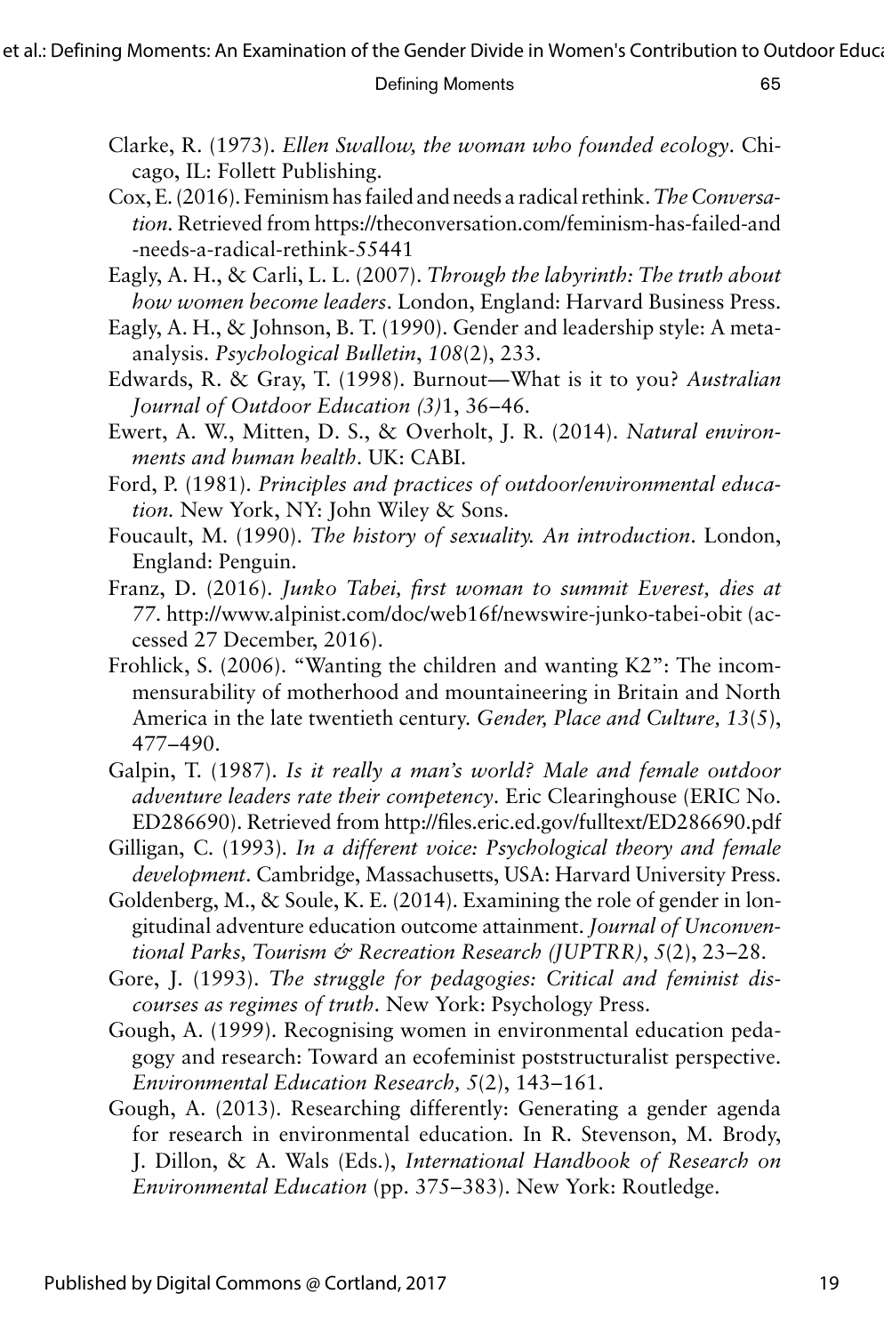Clarke, R. (1973). *Ellen Swallow, the woman who founded ecology*. Chicago, IL: Follett Publishing.

Cox, E. (2016). Feminism has failed and needs a radical rethink. *The Conversation*. Retrieved from https://theconversation.com/feminism-has-failed-and-needs-a-radical-rethink-55441

Eagly, A. H., & Carli, L. L. (2007). *Through the labyrinth: The truth about how women become leaders*. London, England: Harvard Business Press.

Eagly, A. H., & Johnson, B. T. (1990). Gender and leadership style: A meta-analysis. *Psychological Bulletin*, *108*(2), 233.

Edwards, R. & Gray, T. (1998). Burnout—What is it to you? *Australian Journal of Outdoor Education (3)*1, 36–46.

Ewert, A. W., Mitten, D. S., & Overholt, J. R. (2014). *Natural environments and human health*. UK: CABI.

Ford, P. (1981). *Principles and practices of outdoor/environmental education.* New York, NY: John Wiley & Sons.

Foucault, M. (1990). *The history of sexuality. An introduction*. London, England: Penguin.

Franz, D. (2016). *Junko Tabei, first woman to summit Everest, dies at 77*. http://www.alpinist.com/doc/web16f/newswire-junko-tabei-obit (accessed 27 December, 2016).

Frohlick, S. (2006). "Wanting the children and wanting K2": The incommensurability of motherhood and mountaineering in Britain and North America in the late twentieth century. *Gender, Place and Culture, 13*(5), 477–490.

Galpin, T. (1987). *Is it really a man's world? Male and female outdoor adventure leaders rate their competency*. Eric Clearinghouse (ERIC No. ED286690). Retrieved from http://files.eric.ed.gov/fulltext/ED286690.pdf

Gilligan, C. (1993). *In a different voice: Psychological theory and female development*. Cambridge, Massachusetts, USA: Harvard University Press.

Goldenberg, M., & Soule, K. E. (2014). Examining the role of gender in longitudinal adventure education outcome attainment. *Journal of Unconventional Parks, Tourism & Recreation Research (JUPTRR)*, *5*(2), 23–28.

Gore, J. (1993). *The struggle for pedagogies: Critical and feminist discourses as regimes of truth*. New York: Psychology Press.

Gough, A. (1999). Recognising women in environmental education pedagogy and research: Toward an ecofeminist poststructuralist perspective. *Environmental Education Research, 5*(2), 143–161.

Gough, A. (2013). Researching differently: Generating a gender agenda for research in environmental education. In R. Stevenson, M. Brody, J. Dillon, & A. Wals (Eds.), *International Handbook of Research on Environmental Education* (pp. 375–383). New York: Routledge.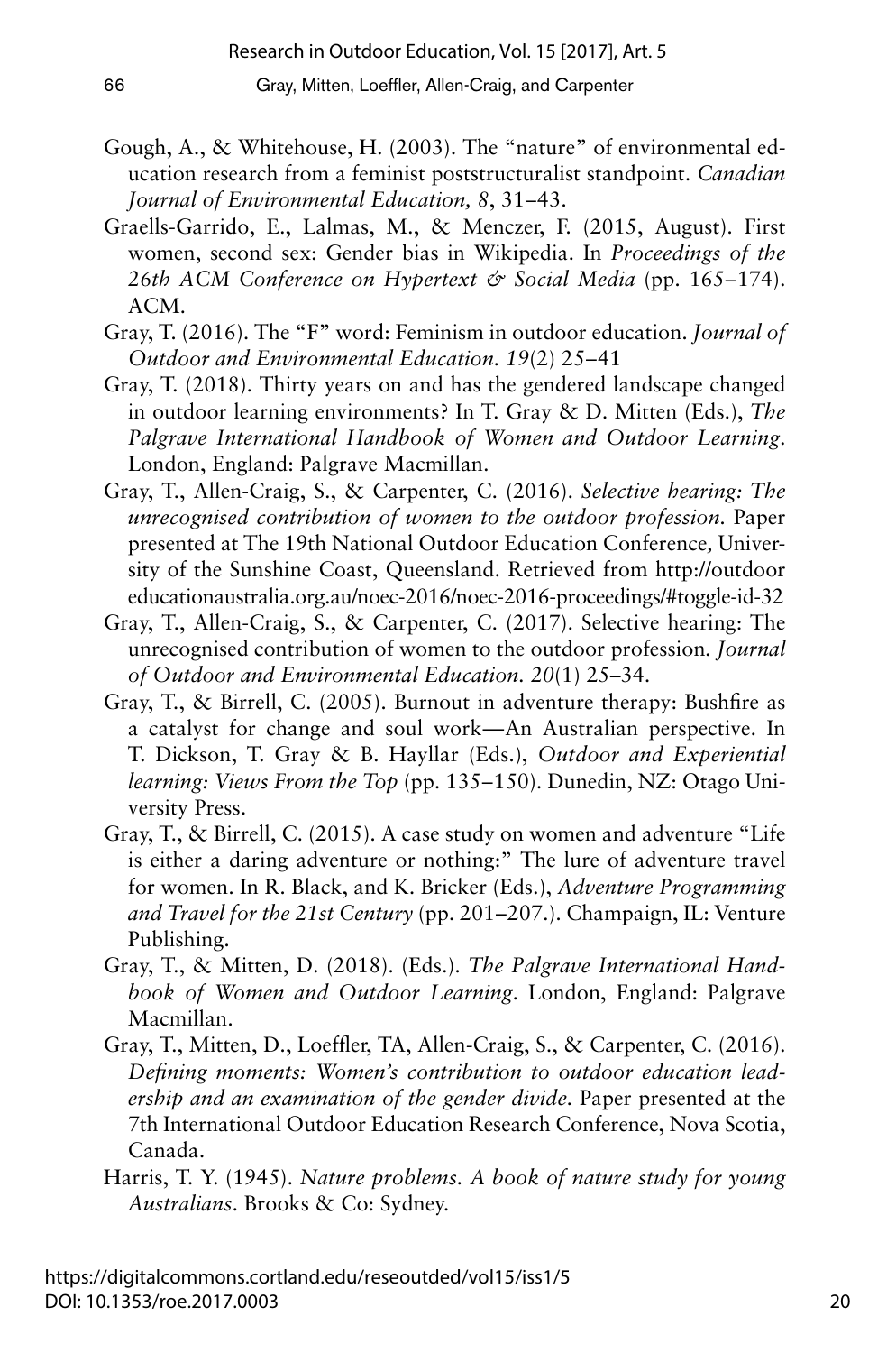Gough, A., & Whitehouse, H. (2003). The "nature" of environmental education research from a feminist poststructuralist standpoint. *Canadian Journal of Environmental Education, 8*, 31–43.

Graells-Garrido, E., Lalmas, M., & Menczer, F. (2015, August). First women, second sex: Gender bias in Wikipedia. In *Proceedings of the 26th ACM Conference on Hypertext & Social Media* (pp. 165–174). ACM.

Gray, T. (2016). The "F" word: Feminism in outdoor education. *Journal of Outdoor and Environmental Education. 19*(2) 25–41

Gray, T. (2018). Thirty years on and has the gendered landscape changed in outdoor learning environments? In T. Gray & D. Mitten (Eds.), *The Palgrave International Handbook of Women and Outdoor Learning*. London, England: Palgrave Macmillan.

Gray, T., Allen-Craig, S., & Carpenter, C. (2016). *Selective hearing: The unrecognised contribution of women to the outdoor profession.* Paper presented at The 19th National Outdoor Education Conference, University of the Sunshine Coast, Queensland. Retrieved from http://outdoor educationaustralia.org.au/noec-2016/noec-2016-proceedings/#toggle-id-32

Gray, T., Allen-Craig, S., & Carpenter, C. (2017). Selective hearing: The unrecognised contribution of women to the outdoor profession. *Journal of Outdoor and Environmental Education. 20*(1) 25–34.

Gray, T., & Birrell, C. (2005). Burnout in adventure therapy: Bushfire as a catalyst for change and soul work—An Australian perspective. In T. Dickson, T. Gray & B. Hayllar (Eds.), *Outdoor and Experiential learning: Views From the Top* (pp. 135–150). Dunedin, NZ: Otago University Press.

Gray, T., & Birrell, C. (2015). A case study on women and adventure "Life is either a daring adventure or nothing:" The lure of adventure travel for women. In R. Black, and K. Bricker (Eds.), *Adventure Programming and Travel for the 21st Century* (pp. 201–207.). Champaign, IL: Venture Publishing.

Gray, T., & Mitten, D. (2018). (Eds.). *The Palgrave International Handbook of Women and Outdoor Learning*. London, England: Palgrave Macmillan.

Gray, T., Mitten, D., Loeffler, TA, Allen-Craig, S., & Carpenter, C. (2016). *Defining moments: Women's contribution to outdoor education leadership and an examination of the gender divide.* Paper presented at the 7th International Outdoor Education Research Conference, Nova Scotia, Canada.

Harris, T. Y. (1945). *Nature problems. A book of nature study for young Australians*. Brooks & Co: Sydney.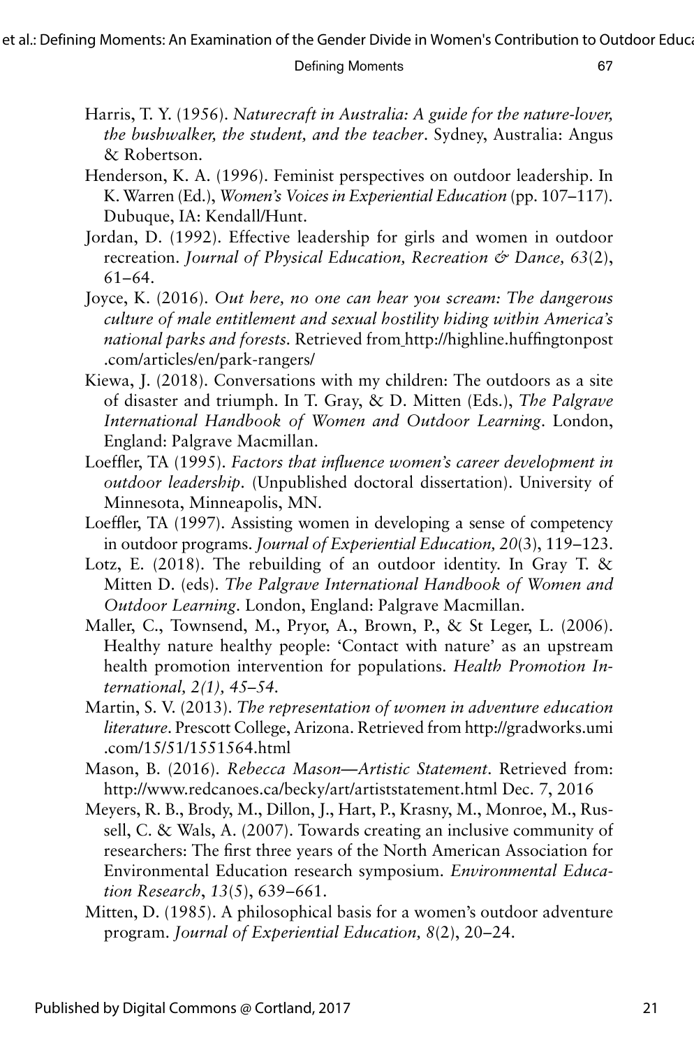Harris, T. Y. (1956). *Naturecraft in Australia: A guide for the nature-lover, the bushwalker, the student, and the teacher*. Sydney, Australia: Angus & Robertson.

Henderson, K. A. (1996). Feminist perspectives on outdoor leadership. In K. Warren (Ed.), *Women's Voices in Experiential Education* (pp. 107–117). Dubuque, IA: Kendall/Hunt.

Jordan, D. (1992). Effective leadership for girls and women in outdoor recreation. *Journal of Physical Education, Recreation & Dance, 63*(2), 61–64.

Joyce, K. (2016). *Out here, no one can hear you scream: The dangerous culture of male entitlement and sexual hostility hiding within America's national parks and forests*. Retrieved from http://highline.huffingtonpost.com/articles/en/park-rangers/

Kiewa, J. (2018). Conversations with my children: The outdoors as a site of disaster and triumph. In T. Gray, & D. Mitten (Eds.), *The Palgrave International Handbook of Women and Outdoor Learning*. London, England: Palgrave Macmillan.

Loeffler, TA (1995). *Factors that influence women's career development in outdoor leadership*. (Unpublished doctoral dissertation). University of Minnesota, Minneapolis, MN.

Loeffler, TA (1997). Assisting women in developing a sense of competency in outdoor programs. *Journal of Experiential Education, 20*(3), 119–123.

Lotz, E. (2018). The rebuilding of an outdoor identity. In Gray T. & Mitten D. (eds). *The Palgrave International Handbook of Women and Outdoor Learning*. London, England: Palgrave Macmillan.

Maller, C., Townsend, M., Pryor, A., Brown, P., & St Leger, L. (2006). Healthy nature healthy people: 'Contact with nature' as an upstream health promotion intervention for populations. *Health Promotion International, 2(1), 45–54.*

Martin, S. V. (2013). *The representation of women in adventure education literature*. Prescott College, Arizona. Retrieved from http://gradworks.umi.com/15/51/1551564.html

Mason, B. (2016). *Rebecca Mason—Artistic Statement*. Retrieved from: http://www.redcanoes.ca/becky/art/artiststatement.html Dec. 7, 2016

Meyers, R. B., Brody, M., Dillon, J., Hart, P., Krasny, M., Monroe, M., Russell, C. & Wals, A. (2007). Towards creating an inclusive community of researchers: The first three years of the North American Association for Environmental Education research symposium. *Environmental Education Research*, *13*(5), 639–661.

Mitten, D. (1985). A philosophical basis for a women's outdoor adventure program. *Journal of Experiential Education, 8*(2), 20–24.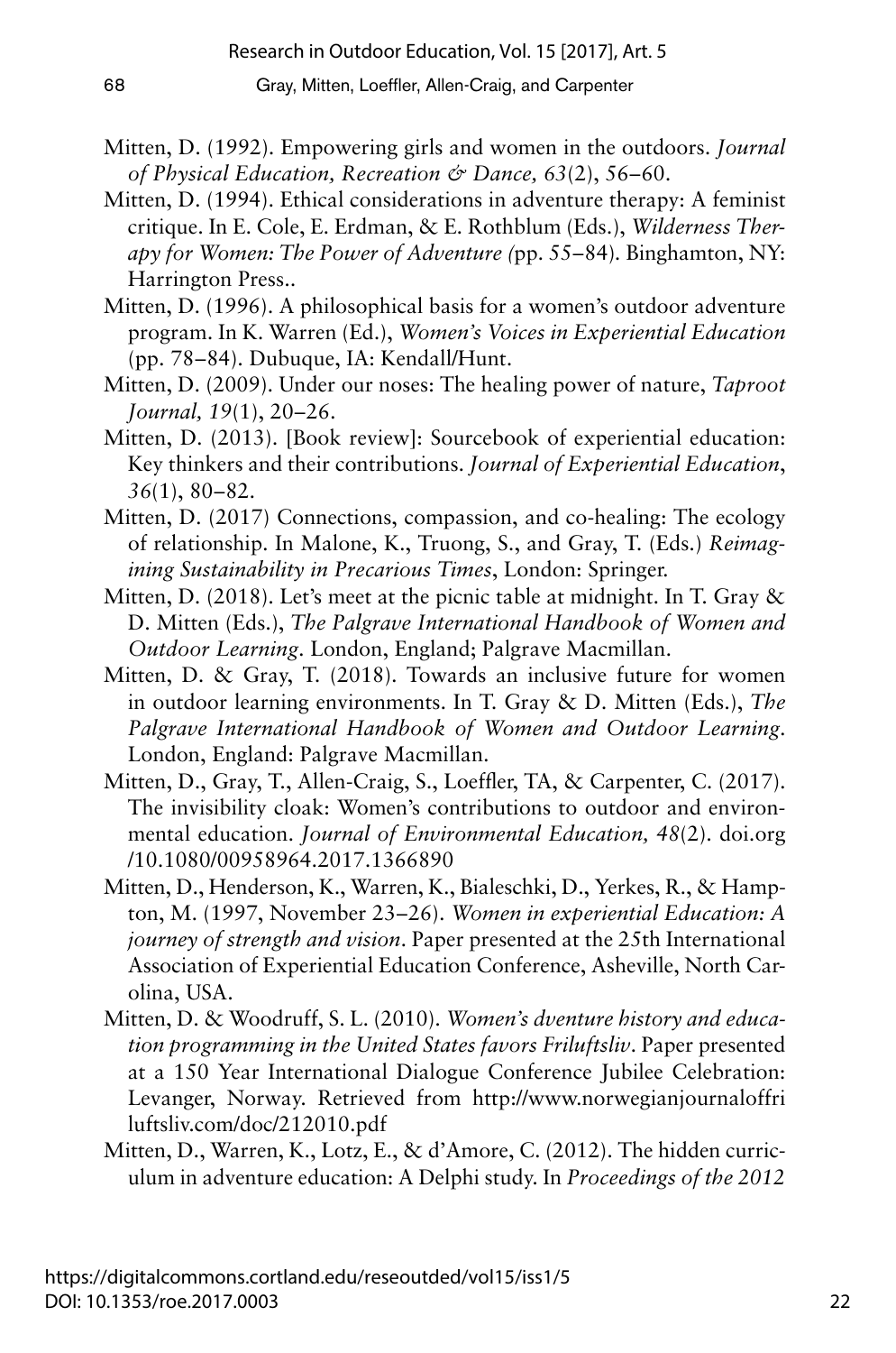Mitten, D. (1992). Empowering girls and women in the outdoors. *Journal of Physical Education, Recreation & Dance, 63*(2), 56–60.

Mitten, D. (1994). Ethical considerations in adventure therapy: A feminist critique. In E. Cole, E. Erdman, & E. Rothblum (Eds.), *Wilderness Therapy for Women: The Power of Adventure (*pp. 55–84). Binghamton, NY: Harrington Press..

Mitten, D. (1996). A philosophical basis for a women's outdoor adventure program. In K. Warren (Ed.), *Women's Voices in Experiential Education* (pp. 78–84). Dubuque, IA: Kendall/Hunt.

Mitten, D. (2009). Under our noses: The healing power of nature, *Taproot Journal, 19*(1), 20–26.

Mitten, D. (2013). [Book review]: Sourcebook of experiential education: Key thinkers and their contributions. *Journal of Experiential Education*, *36*(1), 80–82.

Mitten, D. (2017) Connections, compassion, and co-healing: The ecology of relationship. In Malone, K., Truong, S., and Gray, T. (Eds.) *Reimagining Sustainability in Precarious Times*, London: Springer.

Mitten, D. (2018). Let's meet at the picnic table at midnight. In T. Gray & D. Mitten (Eds.), *The Palgrave International Handbook of Women and Outdoor Learning*. London, England; Palgrave Macmillan.

Mitten, D. & Gray, T. (2018). Towards an inclusive future for women in outdoor learning environments. In T. Gray & D. Mitten (Eds.), *The Palgrave International Handbook of Women and Outdoor Learning*. London, England: Palgrave Macmillan.

Mitten, D., Gray, T., Allen-Craig, S., Loeffler, TA, & Carpenter, C. (2017). The invisibility cloak: Women's contributions to outdoor and environmental education. *Journal of Environmental Education, 48*(2). doi.org/10.1080/00958964.2017.1366890

Mitten, D., Henderson, K., Warren, K., Bialeschki, D., Yerkes, R., & Hampton, M. (1997, November 23–26). *Women in experiential Education: A journey of strength and vision*. Paper presented at the 25th International Association of Experiential Education Conference, Asheville, North Carolina, USA.

Mitten, D. & Woodruff, S. L. (2010). *Women's dventure history and education programming in the United States favors Friluftsliv*. Paper presented at a 150 Year International Dialogue Conference Jubilee Celebration: Levanger, Norway. Retrieved from http://www.norwegianjournaloffriluftsliv.com/doc/212010.pdf

Mitten, D., Warren, K., Lotz, E., & d'Amore, C. (2012). The hidden curriculum in adventure education: A Delphi study. In *Proceedings of the 2012*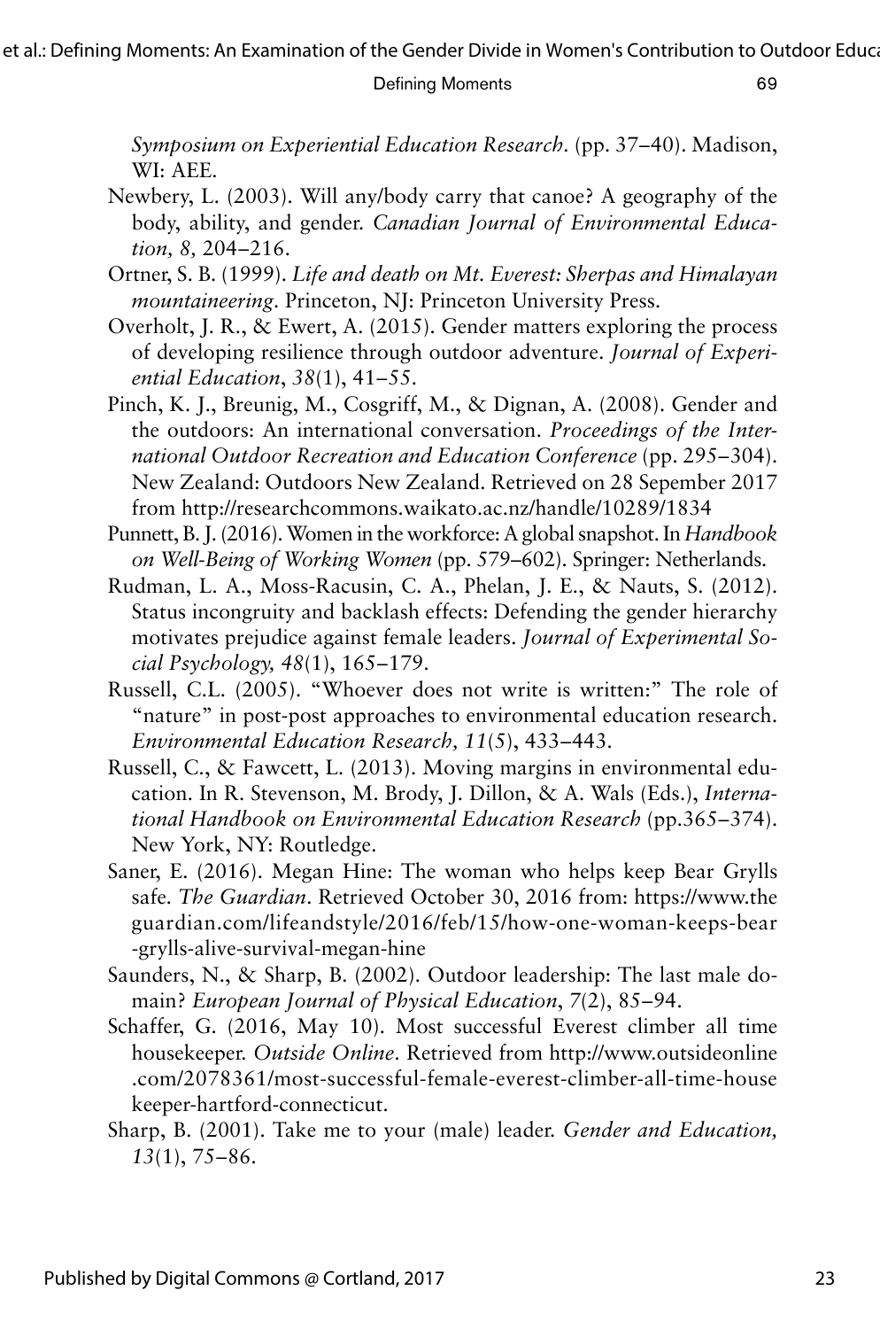*Symposium on Experiential Education Research*. (pp. 37–40). Madison, WI: AEE.

Newbery, L. (2003). Will any/body carry that canoe? A geography of the body, ability, and gender. *Canadian Journal of Environmental Education, 8,* 204–216.

Ortner, S. B. (1999). *Life and death on Mt. Everest: Sherpas and Himalayan mountaineering*. Princeton, NJ: Princeton University Press.

Overholt, J. R., & Ewert, A. (2015). Gender matters exploring the process of developing resilience through outdoor adventure. *Journal of Experiential Education*, *38*(1), 41–55.

Pinch, K. J., Breunig, M., Cosgriff, M., & Dignan, A. (2008). Gender and the outdoors: An international conversation. *Proceedings of the International Outdoor Recreation and Education Conference* (pp. 295–304). New Zealand: Outdoors New Zealand. Retrieved on 28 Sepember 2017 from http://researchcommons.waikato.ac.nz/handle/10289/1834

Punnett, B. J. (2016). Women in the workforce: A global snapshot. In *Handbook on Well-Being of Working Women* (pp. 579–602). Springer: Netherlands.

Rudman, L. A., Moss-Racusin, C. A., Phelan, J. E., & Nauts, S. (2012). Status incongruity and backlash effects: Defending the gender hierarchy motivates prejudice against female leaders. *Journal of Experimental Social Psychology, 48*(1), 165–179.

Russell, C.L. (2005). "Whoever does not write is written:" The role of "nature" in post-post approaches to environmental education research. *Environmental Education Research, 11*(5), 433–443.

Russell, C., & Fawcett, L. (2013). Moving margins in environmental education. In R. Stevenson, M. Brody, J. Dillon, & A. Wals (Eds.), *International Handbook on Environmental Education Research* (pp.365–374). New York, NY: Routledge.

Saner, E. (2016). Megan Hine: The woman who helps keep Bear Grylls safe. *The Guardian*. Retrieved October 30, 2016 from: https://www.theguardian.com/lifeandstyle/2016/feb/15/how-one-woman-keeps-bear-grylls-alive-survival-megan-hine

Saunders, N., & Sharp, B. (2002). Outdoor leadership: The last male domain? *European Journal of Physical Education*, *7*(2), 85–94.

Schaffer, G. (2016, May 10). Most successful Everest climber all time housekeeper. *Outside Online*. Retrieved from http://www.outsideonline.com/2078361/most-successful-female-everest-climber-all-time-housekeeper-hartford-connecticut.

Sharp, B. (2001). Take me to your (male) leader. *Gender and Education, 13*(1), 75–86.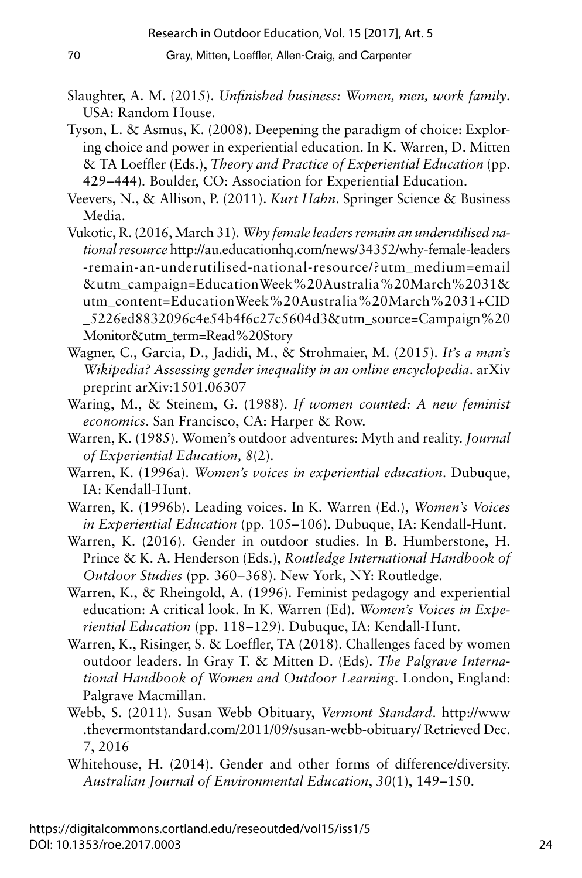Slaughter, A. M. (2015). *Unfinished business: Women, men, work family*. USA: Random House.

Tyson, L. & Asmus, K. (2008). Deepening the paradigm of choice: Exploring choice and power in experiential education. In K. Warren, D. Mitten & TA Loeffler (Eds.), *Theory and Practice of Experiential Education* (pp. 429–444). Boulder, CO: Association for Experiential Education.

Veevers, N., & Allison, P. (2011). *Kurt Hahn*. Springer Science & Business Media.

Vukotic, R. (2016, March 31). *Why female leaders remain an underutilised national resource* http://au.educationhq.com/news/34352/why-female-leaders-remain-an-underutilised-national-resource/?utm_medium=email&utm_campaign=EducationWeek%20Australia%20March%2031&utm_content=EducationWeek%20Australia%20March%2031+CID_5226ed8832096c4e54b4f6c27c5604d3&utm_source=Campaign%20Monitor&utm_term=Read%20Story

Wagner, C., Garcia, D., Jadidi, M., & Strohmaier, M. (2015). *It's a man's Wikipedia? Assessing gender inequality in an online encyclopedia*. arXiv preprint arXiv:1501.06307

Waring, M., & Steinem, G. (1988). *If women counted: A new feminist economics*. San Francisco, CA: Harper & Row.

Warren, K. (1985). Women's outdoor adventures: Myth and reality. *Journal of Experiential Education, 8*(2).

Warren, K. (1996a). *Women's voices in experiential education*. Dubuque, IA: Kendall-Hunt.

Warren, K. (1996b). Leading voices. In K. Warren (Ed.), *Women's Voices in Experiential Education* (pp. 105–106). Dubuque, IA: Kendall-Hunt.

Warren, K. (2016). Gender in outdoor studies. In B. Humberstone, H. Prince & K. A. Henderson (Eds.), *Routledge International Handbook of Outdoor Studies* (pp. 360–368). New York, NY: Routledge.

Warren, K., & Rheingold, A. (1996). Feminist pedagogy and experiential education: A critical look. In K. Warren (Ed). *Women's Voices in Experiential Education* (pp. 118–129). Dubuque, IA: Kendall-Hunt.

Warren, K., Risinger, S. & Loeffler, TA (2018). Challenges faced by women outdoor leaders. In Gray T. & Mitten D. (Eds). *The Palgrave International Handbook of Women and Outdoor Learning*. London, England: Palgrave Macmillan.

Webb, S. (2011). Susan Webb Obituary, *Vermont Standard*. http://www.thevermontstandard.com/2011/09/susan-webb-obituary/ Retrieved Dec. 7, 2016

Whitehouse, H. (2014). Gender and other forms of difference/diversity. *Australian Journal of Environmental Education*, *30*(1), 149–150.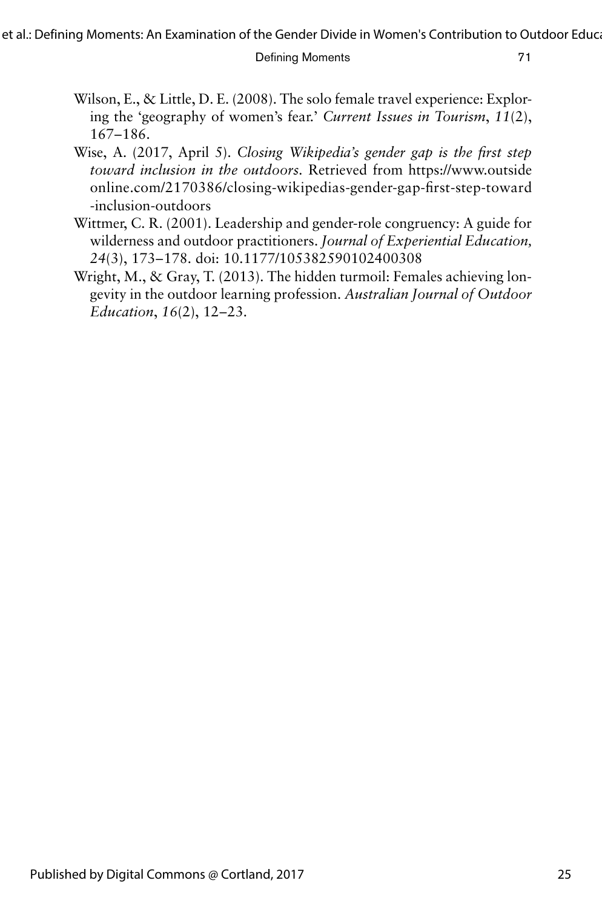Wilson, E., & Little, D. E. (2008). The solo female travel experience: Exploring the 'geography of women's fear.' *Current Issues in Tourism*, *11*(2), 167–186.

Wise, A. (2017, April 5). *Closing Wikipedia's gender gap is the first step toward inclusion in the outdoors*. Retrieved from https://www.outsideonline.com/2170386/closing-wikipedias-gender-gap-first-step-toward-inclusion-outdoors

Wittmer, C. R. (2001). Leadership and gender-role congruency: A guide for wilderness and outdoor practitioners. *Journal of Experiential Education, 24*(3), 173–178. doi: 10.1177/105382590102400308

Wright, M., & Gray, T. (2013). The hidden turmoil: Females achieving longevity in the outdoor learning profession. *Australian Journal of Outdoor Education*, *16*(2), 12–23.